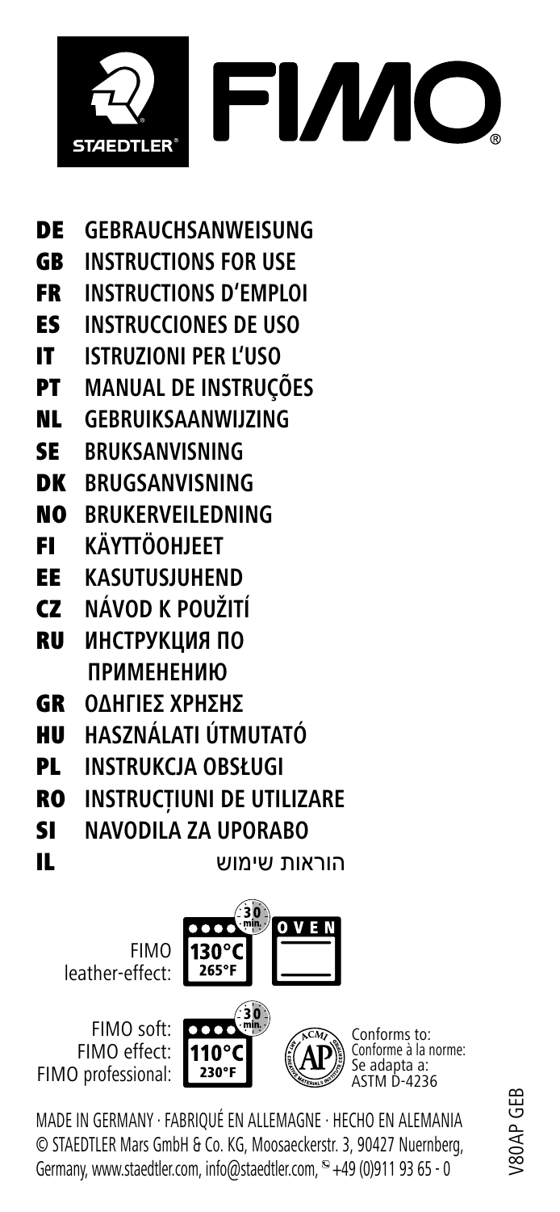STAEDTLER® FIMO®

- **DE** **GEBRAUCHSANWEISUNG**
- **GB** **INSTRUCTIONS FOR USE**
- **FR** **INSTRUCTIONS D'EMPLOI**
- **ES** **INSTRUCCIONES DE USO**
- **IT** **ISTRUZIONI PER L'USO**
- **PT** **MANUAL DE INSTRUÇÕES**
- **NL** **GEBRUIKSAANWIJZING**
- **SE** **BRUKSANVISNING**
- **DK** **BRUGSANVISNING**
- **NO** **BRUKERVEILEDNING**
- **FI** **KÄYTTÖOHJEET**
- **EE** **KASUTUSJUHEND**
- **CZ** **NÁVOD K POUŽITÍ**
- **RU** **ИНСТРУКЦИЯ ПО ПРИМЕНЕНИЮ**
- **GR** **ΟΔΗΓΙΕΣ ΧΡΗΣΗΣ**
- **HU** **HASZNÁLATI ÚTMUTATÓ**
- **PL** **INSTRUKCJA OBSŁUGI**
- **RO** **INSTRUCȚIUNI DE UTILIZARE**
- **SI** **NAVODILA ZA UPORABO**
- **IL** הוראות שימוש

FIMO leather-effect: 130°C 265°F 30 min. OVEN

FIMO soft:
FIMO effect:
FIMO professional: 110°C 230°F 30 min.

AP ACMI
Conforms to:
Conforme à la norme:
Se adapta a:
ASTM D-4236

MADE IN GERMANY · FABRIQUÉ EN ALLEMAGNE · HECHO EN ALEMANIA
© STAEDTLER Mars GmbH & Co. KG, Moosaeckerstr. 3, 90427 Nuernberg, Germany, www.staedtler.com, info@staedtler.com, ☏ +49 (0)911 93 65 - 0

V80AP GEB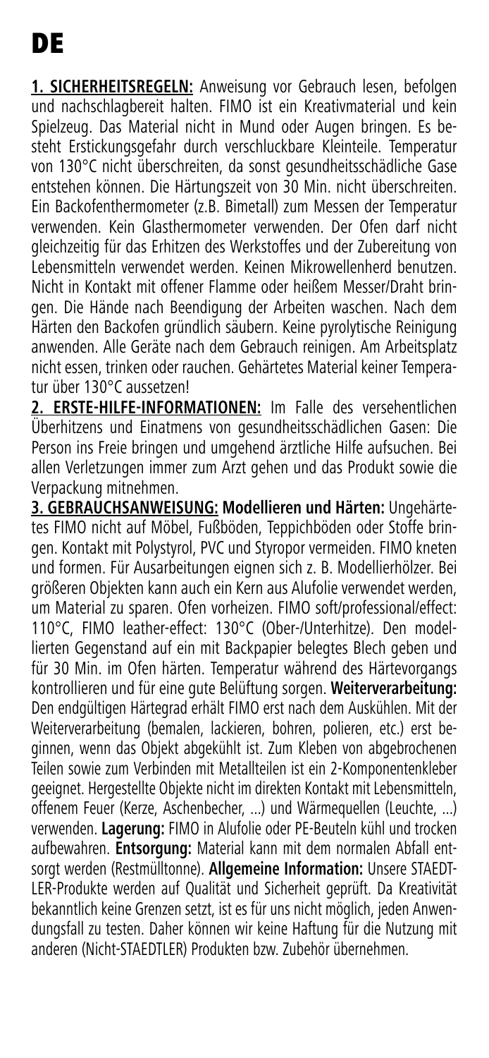# DE

**1. SICHERHEITSREGELN:** Anweisung vor Gebrauch lesen, befolgen und nachschlagbereit halten. FIMO ist ein Kreativmaterial und kein Spielzeug. Das Material nicht in Mund oder Augen bringen. Es besteht Erstickungsgefahr durch verschluckbare Kleinteile. Temperatur von 130°C nicht überschreiten, da sonst gesundheitsschädliche Gase entstehen können. Die Härtungszeit von 30 Min. nicht überschreiten. Ein Backofenthermometer (z.B. Bimetall) zum Messen der Temperatur verwenden. Kein Glasthermometer verwenden. Der Ofen darf nicht gleichzeitig für das Erhitzen des Werkstoffes und der Zubereitung von Lebensmitteln verwendet werden. Keinen Mikrowellenherd benutzen. Nicht in Kontakt mit offener Flamme oder heißem Messer/Draht bringen. Die Hände nach Beendigung der Arbeiten waschen. Nach dem Härten den Backofen gründlich säubern. Keine pyrolytische Reinigung anwenden. Alle Geräte nach dem Gebrauch reinigen. Am Arbeitsplatz nicht essen, trinken oder rauchen. Gehärtetes Material keiner Temperatur über 130°C aussetzen!

**2. ERSTE-HILFE-INFORMATIONEN:** Im Falle des versehentlichen Überhitzens und Einatmens von gesundheitsschädlichen Gasen: Die Person ins Freie bringen und umgehend ärztliche Hilfe aufsuchen. Bei allen Verletzungen immer zum Arzt gehen und das Produkt sowie die Verpackung mitnehmen.

**3. GEBRAUCHSANWEISUNG: Modellieren und Härten:** Ungehärtetes FIMO nicht auf Möbel, Fußböden, Teppichböden oder Stoffe bringen. Kontakt mit Polystyrol, PVC und Styropor vermeiden. FIMO kneten und formen. Für Ausarbeitungen eignen sich z. B. Modellierhölzer. Bei größeren Objekten kann auch ein Kern aus Alufolie verwendet werden, um Material zu sparen. Ofen vorheizen. FIMO soft/professional/effect: 110°C, FIMO leather-effect: 130°C (Ober-/Unterhitze). Den modellierten Gegenstand auf ein mit Backpapier belegtes Blech geben und für 30 Min. im Ofen härten. Temperatur während des Härtevorgangs kontrollieren und für eine gute Belüftung sorgen. **Weiterverarbeitung:** Den endgültigen Härtegrad erhält FIMO erst nach dem Auskühlen. Mit der Weiterverarbeitung (bemalen, lackieren, bohren, polieren, etc.) erst beginnen, wenn das Objekt abgekühlt ist. Zum Kleben von abgebrochenen Teilen sowie zum Verbinden mit Metallteilen ist ein 2-Komponentenkleber geeignet. Hergestellte Objekte nicht im direkten Kontakt mit Lebensmitteln, offenem Feuer (Kerze, Aschenbecher, ...) und Wärmequellen (Leuchte, ...) verwenden. **Lagerung:** FIMO in Alufolie oder PE-Beuteln kühl und trocken aufbewahren. **Entsorgung:** Material kann mit dem normalen Abfall entsorgt werden (Restmülltonne). **Allgemeine Information:** Unsere STAEDTLER-Produkte werden auf Qualität und Sicherheit geprüft. Da Kreativität bekanntlich keine Grenzen setzt, ist es für uns nicht möglich, jeden Anwendungsfall zu testen. Daher können wir keine Haftung für die Nutzung mit anderen (Nicht-STAEDTLER) Produkten bzw. Zubehör übernehmen.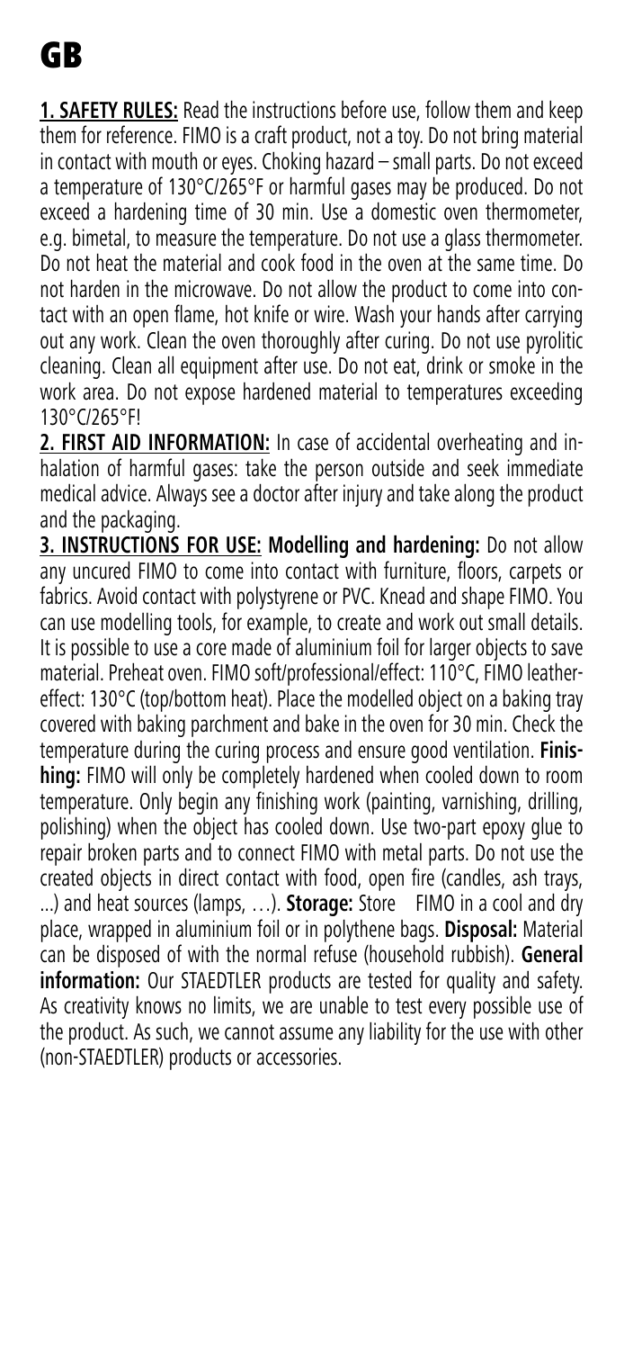# GB

**1. SAFETY RULES:** Read the instructions before use, follow them and keep them for reference. FIMO is a craft product, not a toy. Do not bring material in contact with mouth or eyes. Choking hazard – small parts. Do not exceed a temperature of 130°C/265°F or harmful gases may be produced. Do not exceed a hardening time of 30 min. Use a domestic oven thermometer, e.g. bimetal, to measure the temperature. Do not use a glass thermometer. Do not heat the material and cook food in the oven at the same time. Do not harden in the microwave. Do not allow the product to come into contact with an open flame, hot knife or wire. Wash your hands after carrying out any work. Clean the oven thoroughly after curing. Do not use pyrolitic cleaning. Clean all equipment after use. Do not eat, drink or smoke in the work area. Do not expose hardened material to temperatures exceeding 130°C/265°F!

**2. FIRST AID INFORMATION:** In case of accidental overheating and inhalation of harmful gases: take the person outside and seek immediate medical advice. Always see a doctor after injury and take along the product and the packaging.

**3. INSTRUCTIONS FOR USE: Modelling and hardening:** Do not allow any uncured FIMO to come into contact with furniture, floors, carpets or fabrics. Avoid contact with polystyrene or PVC. Knead and shape FIMO. You can use modelling tools, for example, to create and work out small details. It is possible to use a core made of aluminium foil for larger objects to save material. Preheat oven. FIMO soft/professional/effect: 110°C, FIMO leather-effect: 130°C (top/bottom heat). Place the modelled object on a baking tray covered with baking parchment and bake in the oven for 30 min. Check the temperature during the curing process and ensure good ventilation. **Finishing:** FIMO will only be completely hardened when cooled down to room temperature. Only begin any finishing work (painting, varnishing, drilling, polishing) when the object has cooled down. Use two-part epoxy glue to repair broken parts and to connect FIMO with metal parts. Do not use the created objects in direct contact with food, open fire (candles, ash trays, ...) and heat sources (lamps, …). **Storage:** Store FIMO in a cool and dry place, wrapped in aluminium foil or in polythene bags. **Disposal:** Material can be disposed of with the normal refuse (household rubbish). **General information:** Our STAEDTLER products are tested for quality and safety. As creativity knows no limits, we are unable to test every possible use of the product. As such, we cannot assume any liability for the use with other (non-STAEDTLER) products or accessories.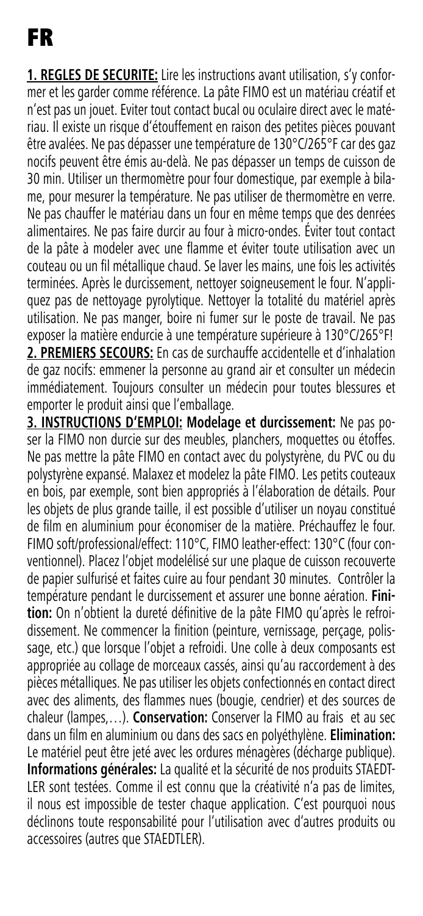# FR

**1. REGLES DE SECURITE:** Lire les instructions avant utilisation, s'y conformer et les garder comme référence. La pâte FIMO est un matériau créatif et n'est pas un jouet. Eviter tout contact bucal ou oculaire direct avec le matériau. Il existe un risque d'étouffement en raison des petites pièces pouvant être avalées. Ne pas dépasser une température de 130°C/265°F car des gaz nocifs peuvent être émis au-delà. Ne pas dépasser un temps de cuisson de 30 min. Utiliser un thermomètre pour four domestique, par exemple à bilame, pour mesurer la température. Ne pas utiliser de thermomètre en verre. Ne pas chauffer le matériau dans un four en même temps que des denrées alimentaires. Ne pas faire durcir au four à micro-ondes. Éviter tout contact de la pâte à modeler avec une flamme et éviter toute utilisation avec un couteau ou un fil métallique chaud. Se laver les mains, une fois les activités terminées. Après le durcissement, nettoyer soigneusement le four. N'appliquez pas de nettoyage pyrolytique. Nettoyer la totalité du matériel après utilisation. Ne pas manger, boire ni fumer sur le poste de travail. Ne pas exposer la matière endurcie à une température supérieure à 130°C/265°F!

**2. PREMIERS SECOURS:** En cas de surchauffe accidentelle et d'inhalation de gaz nocifs: emmener la personne au grand air et consulter un médecin immédiatement. Toujours consulter un médecin pour toutes blessures et emporter le produit ainsi que l'emballage.

**3. INSTRUCTIONS D'EMPLOI: Modelage et durcissement:** Ne pas poser la FIMO non durcie sur des meubles, planchers, moquettes ou étoffes. Ne pas mettre la pâte FIMO en contact avec du polystyrène, du PVC ou du polystyrène expansé. Malaxez et modelez la pâte FIMO. Les petits couteaux en bois, par exemple, sont bien appropriés à l'élaboration de détails. Pour les objets de plus grande taille, il est possible d'utiliser un noyau constitué de film en aluminium pour économiser de la matière. Préchauffez le four. FIMO soft/professional/effect: 110°C, FIMO leather-effect: 130°C (four conventionnel). Placez l'objet modelélisé sur une plaque de cuisson recouverte de papier sulfurisé et faites cuire au four pendant 30 minutes. Contrôler la température pendant le durcissement et assurer une bonne aération. **Finition:** On n'obtient la dureté définitive de la pâte FIMO qu'après le refroidissement. Ne commencer la finition (peinture, vernissage, perçage, polissage, etc.) que lorsque l'objet a refroidi. Une colle à deux composants est appropriée au collage de morceaux cassés, ainsi qu'au raccordement à des pièces métalliques. Ne pas utiliser les objets confectionnés en contact direct avec des aliments, des flammes nues (bougie, cendrier) et des sources de chaleur (lampes,…). **Conservation:** Conserver la FIMO au frais et au sec dans un film en aluminium ou dans des sacs en polyéthylène. **Elimination:** Le matériel peut être jeté avec les ordures ménagères (décharge publique). **Informations générales:** La qualité et la sécurité de nos produits STAEDTLER sont testées. Comme il est connu que la créativité n'a pas de limites, il nous est impossible de tester chaque application. C'est pourquoi nous déclinons toute responsabilité pour l'utilisation avec d'autres produits ou accessoires (autres que STAEDTLER).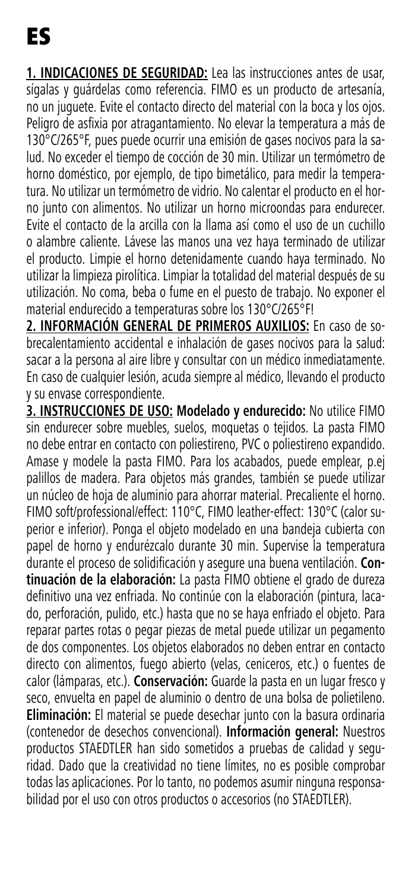# ES

**1. INDICACIONES DE SEGURIDAD:** Lea las instrucciones antes de usar, sígalas y guárdelas como referencia. FIMO es un producto de artesanía, no un juguete. Evite el contacto directo del material con la boca y los ojos. Peligro de asfixia por atragantamiento. No elevar la temperatura a más de 130°C/265°F, pues puede ocurrir una emisión de gases nocivos para la salud. No exceder el tiempo de cocción de 30 min. Utilizar un termómetro de horno doméstico, por ejemplo, de tipo bimetálico, para medir la temperatura. No utilizar un termómetro de vidrio. No calentar el producto en el horno junto con alimentos. No utilizar un horno microondas para endurecer. Evite el contacto de la arcilla con la llama así como el uso de un cuchillo o alambre caliente. Lávese las manos una vez haya terminado de utilizar el producto. Limpie el horno detenidamente cuando haya terminado. No utilizar la limpieza pirolítica. Limpiar la totalidad del material después de su utilización. No coma, beba o fume en el puesto de trabajo. No exponer el material endurecido a temperaturas sobre los 130°C/265°F!

**2. INFORMACIÓN GENERAL DE PRIMEROS AUXILIOS:** En caso de sobrecalentamiento accidental e inhalación de gases nocivos para la salud: sacar a la persona al aire libre y consultar con un médico inmediatamente. En caso de cualquier lesión, acuda siempre al médico, llevando el producto y su envase correspondiente.

**3. INSTRUCCIONES DE USO: Modelado y endurecido:** No utilice FIMO sin endurecer sobre muebles, suelos, moquetas o tejidos. La pasta FIMO no debe entrar en contacto con poliestireno, PVC o poliestireno expandido. Amase y modele la pasta FIMO. Para los acabados, puede emplear, p.ej palillos de madera. Para objetos más grandes, también se puede utilizar un núcleo de hoja de aluminio para ahorrar material. Precaliente el horno. FIMO soft/professional/effect: 110°C, FIMO leather-effect: 130°C (calor superior e inferior). Ponga el objeto modelado en una bandeja cubierta con papel de horno y endurézcalo durante 30 min. Supervise la temperatura durante el proceso de solidificación y asegure una buena ventilación. **Continuación de la elaboración:** La pasta FIMO obtiene el grado de dureza definitivo una vez enfriada. No continúe con la elaboración (pintura, lacado, perforación, pulido, etc.) hasta que no se haya enfriado el objeto. Para reparar partes rotas o pegar piezas de metal puede utilizar un pegamento de dos componentes. Los objetos elaborados no deben entrar en contacto directo con alimentos, fuego abierto (velas, ceniceros, etc.) o fuentes de calor (lámparas, etc.). **Conservación:** Guarde la pasta en un lugar fresco y seco, envuelta en papel de aluminio o dentro de una bolsa de polietileno. **Eliminación:** El material se puede desechar junto con la basura ordinaria (contenedor de desechos convencional). **Información general:** Nuestros productos STAEDTLER han sido sometidos a pruebas de calidad y seguridad. Dado que la creatividad no tiene límites, no es posible comprobar todas las aplicaciones. Por lo tanto, no podemos asumir ninguna responsabilidad por el uso con otros productos o accesorios (no STAEDTLER).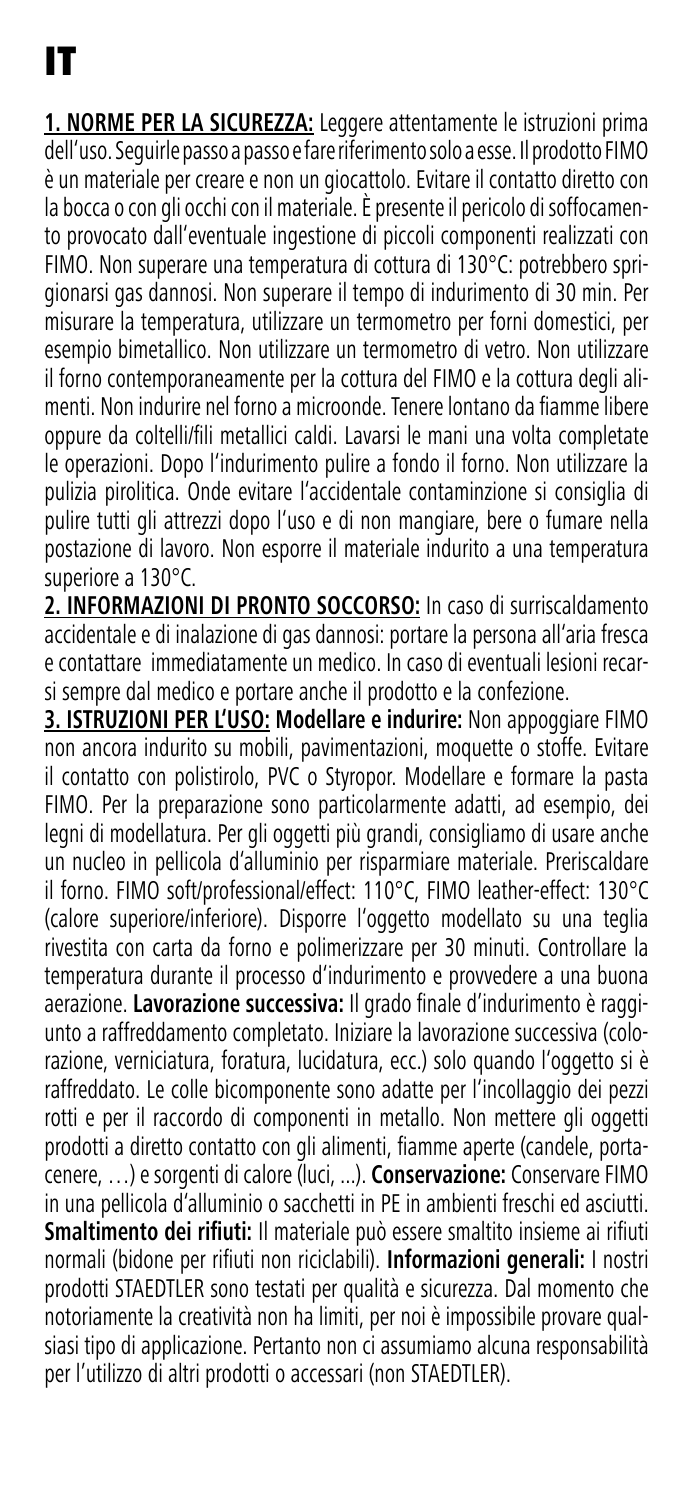# IT

**1. NORME PER LA SICUREZZA:** Leggere attentamente le istruzioni prima dell'uso. Seguirle passo a passo e fare riferimento solo a esse. Il prodotto FIMO è un materiale per creare e non un giocattolo. Evitare il contatto diretto con la bocca o con gli occhi con il materiale. È presente il pericolo di soffocamento provocato dall'eventuale ingestione di piccoli componenti realizzati con FIMO. Non superare una temperatura di cottura di 130°C: potrebbero sprigionarsi gas dannosi. Non superare il tempo di indurimento di 30 min. Per misurare la temperatura, utilizzare un termometro per forni domestici, per esempio bimetallico. Non utilizzare un termometro di vetro. Non utilizzare il forno contemporaneamente per la cottura del FIMO e la cottura degli alimenti. Non indurire nel forno a microonde. Tenere lontano da fiamme libere oppure da coltelli/fili metallici caldi. Lavarsi le mani una volta completate le operazioni. Dopo l'indurimento pulire a fondo il forno. Non utilizzare la pulizia pirolitica. Onde evitare l'accidentale contaminzione si consiglia di pulire tutti gli attrezzi dopo l'uso e di non mangiare, bere o fumare nella postazione di lavoro. Non esporre il materiale indurito a una temperatura superiore a 130°C.

**2. INFORMAZIONI DI PRONTO SOCCORSO:** In caso di surriscaldamento accidentale e di inalazione di gas dannosi: portare la persona all'aria fresca e contattare immediatamente un medico. In caso di eventuali lesioni recarsi sempre dal medico e portare anche il prodotto e la confezione.

**3. ISTRUZIONI PER L'USO:** **Modellare e indurire:** Non appoggiare FIMO non ancora indurito su mobili, pavimentazioni, moquette o stoffe. Evitare il contatto con polistirolo, PVC o Styropor. Modellare e formare la pasta FIMO. Per la preparazione sono particolarmente adatti, ad esempio, dei legni di modellatura. Per gli oggetti più grandi, consigliamo di usare anche un nucleo in pellicola d'alluminio per risparmiare materiale. Preriscaldare il forno. FIMO soft/professional/effect: 110°C, FIMO leather-effect: 130°C (calore superiore/inferiore). Disporre l'oggetto modellato su una teglia rivestita con carta da forno e polimerizzare per 30 minuti. Controllare la temperatura durante il processo d'indurimento e provvedere a una buona aerazione. **Lavorazione successiva:** Il grado finale d'indurimento è raggiunto a raffreddamento completato. Iniziare la lavorazione successiva (colorazione, verniciatura, foratura, lucidatura, ecc.) solo quando l'oggetto si è raffreddato. Le colle bicomponente sono adatte per l'incollaggio dei pezzi rotti e per il raccordo di componenti in metallo. Non mettere gli oggetti prodotti a diretto contatto con gli alimenti, fiamme aperte (candele, portacenere, …) e sorgenti di calore (luci, ...). **Conservazione:** Conservare FIMO in una pellicola d'alluminio o sacchetti in PE in ambienti freschi ed asciutti. **Smaltimento dei rifiuti:** Il materiale può essere smaltito insieme ai rifiuti normali (bidone per rifiuti non riciclabili). **Informazioni generali:** I nostri prodotti STAEDTLER sono testati per qualità e sicurezza. Dal momento che notoriamente la creatività non ha limiti, per noi è impossibile provare qualsiasi tipo di applicazione. Pertanto non ci assumiamo alcuna responsabilità per l'utilizzo di altri prodotti o accessari (non STAEDTLER).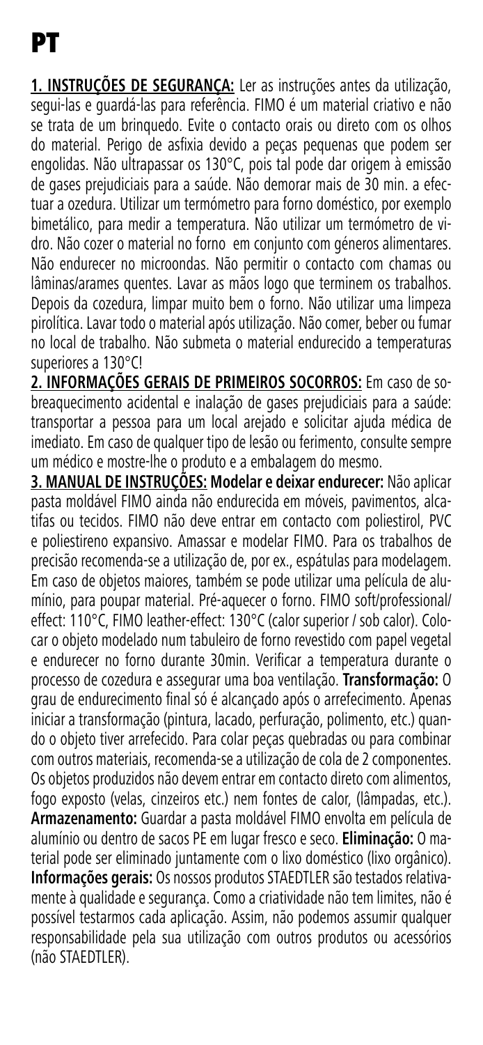# PT

**1. INSTRUÇÕES DE SEGURANÇA:** Ler as instruções antes da utilização, segui-las e guardá-las para referência. FIMO é um material criativo e não se trata de um brinquedo. Evite o contacto orais ou direto com os olhos do material. Perigo de asfixia devido a peças pequenas que podem ser engolidas. Não ultrapassar os 130°C, pois tal pode dar origem à emissão de gases prejudiciais para a saúde. Não demorar mais de 30 min. a efectuar a ozedura. Utilizar um termómetro para forno doméstico, por exemplo bimetálico, para medir a temperatura. Não utilizar um termómetro de vidro. Não cozer o material no forno em conjunto com géneros alimentares. Não endurecer no microondas. Não permitir o contacto com chamas ou lâminas/arames quentes. Lavar as mãos logo que terminem os trabalhos. Depois da cozedura, limpar muito bem o forno. Não utilizar uma limpeza pirolítica. Lavar todo o material após utilização. Não comer, beber ou fumar no local de trabalho. Não submeta o material endurecido a temperaturas superiores a 130°C!

**2. INFORMAÇÕES GERAIS DE PRIMEIROS SOCORROS:** Em caso de sobreaquecimento acidental e inalação de gases prejudiciais para a saúde: transportar a pessoa para um local arejado e solicitar ajuda médica de imediato. Em caso de qualquer tipo de lesão ou ferimento, consulte sempre um médico e mostre-lhe o produto e a embalagem do mesmo.

**3. MANUAL DE INSTRUÇÕES: Modelar e deixar endurecer:** Não aplicar pasta moldável FIMO ainda não endurecida em móveis, pavimentos, alcatifas ou tecidos. FIMO não deve entrar em contacto com poliestirol, PVC e poliestireno expansivo. Amassar e modelar FIMO. Para os trabalhos de precisão recomenda-se a utilização de, por ex., espátulas para modelagem. Em caso de objetos maiores, também se pode utilizar uma película de alumínio, para poupar material. Pré-aquecer o forno. FIMO soft/professional/effect: 110°C, FIMO leather-effect: 130°C (calor superior / sob calor). Colocar o objeto modelado num tabuleiro de forno revestido com papel vegetal e endurecer no forno durante 30min. Verificar a temperatura durante o processo de cozedura e assegurar uma boa ventilação. **Transformação:** O grau de endurecimento final só é alcançado após o arrefecimento. Apenas iniciar a transformação (pintura, lacado, perfuração, polimento, etc.) quando o objeto tiver arrefecido. Para colar peças quebradas ou para combinar com outros materiais, recomenda-se a utilização de cola de 2 componentes. Os objetos produzidos não devem entrar em contacto direto com alimentos, fogo exposto (velas, cinzeiros etc.) nem fontes de calor, (lâmpadas, etc.). **Armazenamento:** Guardar a pasta moldável FIMO envolta em película de alumínio ou dentro de sacos PE em lugar fresco e seco. **Eliminação:** O material pode ser eliminado juntamente com o lixo doméstico (lixo orgânico). **Informações gerais:** Os nossos produtos STAEDTLER são testados relativamente à qualidade e segurança. Como a criatividade não tem limites, não é possível testarmos cada aplicação. Assim, não podemos assumir qualquer responsabilidade pela sua utilização com outros produtos ou acessórios (não STAEDTLER).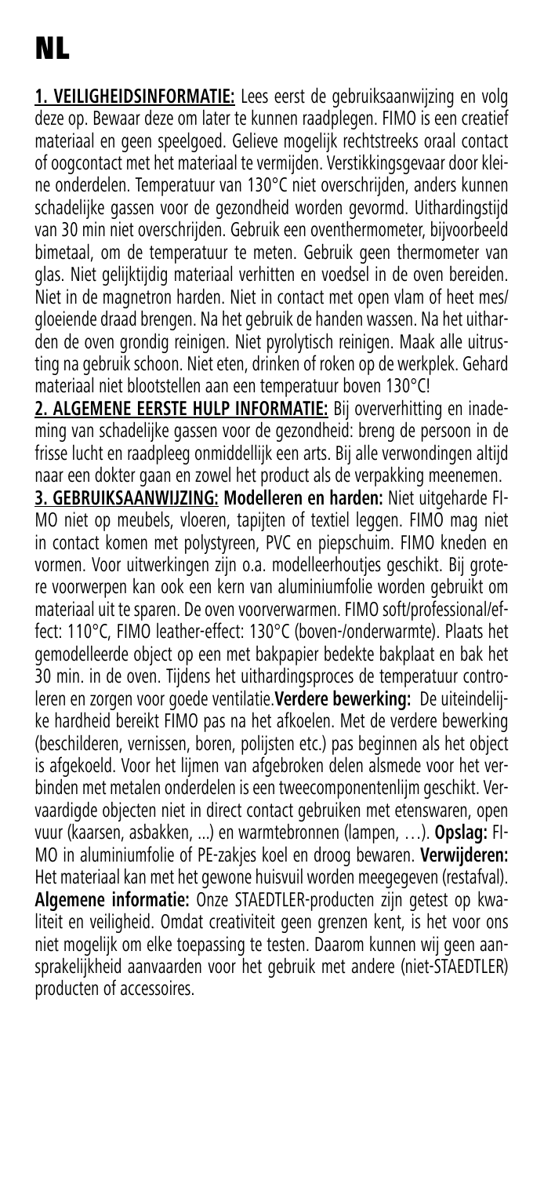# NL

**1. VEILIGHEIDSINFORMATIE:** Lees eerst de gebruiksaanwijzing en volg deze op. Bewaar deze om later te kunnen raadplegen. FIMO is een creatief materiaal en geen speelgoed. Gelieve mogelijk rechtstreeks oraal contact of oogcontact met het materiaal te vermijden. Verstikkingsgevaar door kleine onderdelen. Temperatuur van 130°C niet overschrijden, anders kunnen schadelijke gassen voor de gezondheid worden gevormd. Uithardingstijd van 30 min niet overschrijden. Gebruik een oventhermometer, bijvoorbeeld bimetaal, om de temperatuur te meten. Gebruik geen thermometer van glas. Niet gelijktijdig materiaal verhitten en voedsel in de oven bereiden. Niet in de magnetron harden. Niet in contact met open vlam of heet mes/ gloeiende draad brengen. Na het gebruik de handen wassen. Na het uitharden de oven grondig reinigen. Niet pyrolytisch reinigen. Maak alle uitrusting na gebruik schoon. Niet eten, drinken of roken op de werkplek. Gehard materiaal niet blootstellen aan een temperatuur boven 130°C!

**2. ALGEMENE EERSTE HULP INFORMATIE:** Bij oververhitting en inademing van schadelijke gassen voor de gezondheid: breng de persoon in de frisse lucht en raadpleeg onmiddellijk een arts. Bij alle verwondingen altijd naar een dokter gaan en zowel het product als de verpakking meenemen.

**3. GEBRUIKSAANWIJZING: Modelleren en harden:** Niet uitgeharde FIMO niet op meubels, vloeren, tapijten of textiel leggen. FIMO mag niet in contact komen met polystyreen, PVC en piepschuim. FIMO kneden en vormen. Voor uitwerkingen zijn o.a. modelleerhoutjes geschikt. Bij grotere voorwerpen kan ook een kern van aluminiumfolie worden gebruikt om materiaal uit te sparen. De oven voorverwarmen. FIMO soft/professional/effect: 110°C, FIMO leather-effect: 130°C (boven-/onderwarmte). Plaats het gemodelleerde object op een met bakpapier bedekte bakplaat en bak het 30 min. in de oven. Tijdens het uithardingsproces de temperatuur controleren en zorgen voor goede ventilatie. **Verdere bewerking:** De uiteindelijke hardheid bereikt FIMO pas na het afkoelen. Met de verdere bewerking (beschilderen, vernissen, boren, polijsten etc.) pas beginnen als het object is afgekoeld. Voor het lijmen van afgebroken delen alsmede voor het verbinden met metalen onderdelen is een tweecomponentenlijm geschikt. Vervaardigde objecten niet in direct contact gebruiken met etenswaren, open vuur (kaarsen, asbakken, ...) en warmtebronnen (lampen, …). **Opslag:** FIMO in aluminiumfolie of PE-zakjes koel en droog bewaren. **Verwijderen:** Het materiaal kan met het gewone huisvuil worden meegegeven (restafval). **Algemene informatie:** Onze STAEDTLER-producten zijn getest op kwaliteit en veiligheid. Omdat creativiteit geen grenzen kent, is het voor ons niet mogelijk om elke toepassing te testen. Daarom kunnen wij geen aansprakelijkheid aanvaarden voor het gebruik met andere (niet-STAEDTLER) producten of accessoires.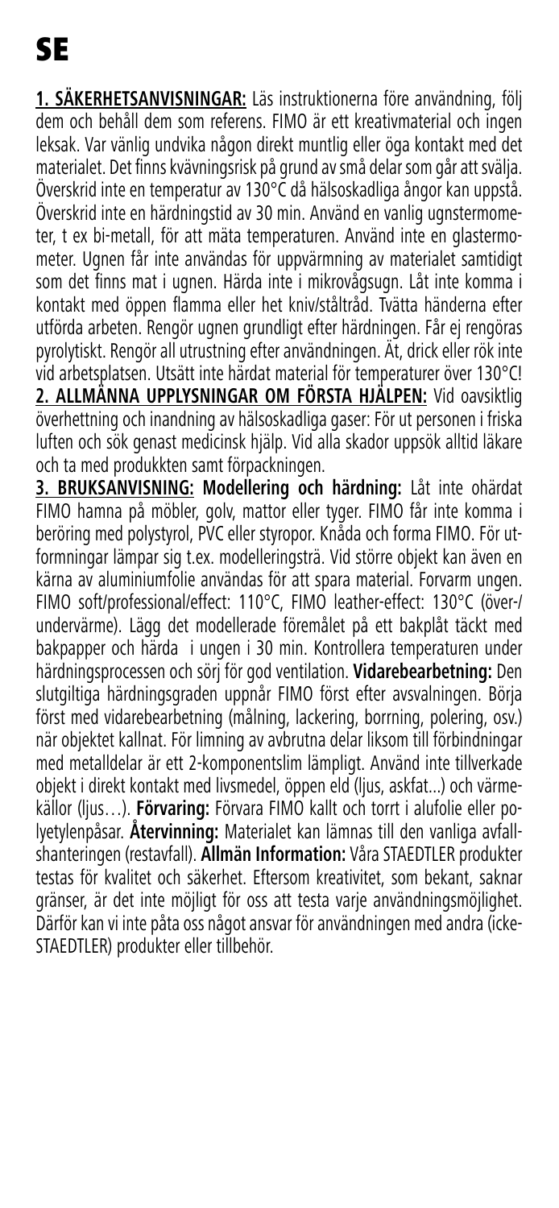# SE

**1. SÄKERHETSANVISNINGAR:** Läs instruktionerna före användning, följ dem och behåll dem som referens. FIMO är ett kreativmaterial och ingen leksak. Var vänlig undvika någon direkt muntlig eller öga kontakt med det materialet. Det finns kvävningsrisk på grund av små delar som går att svälja. Överskrid inte en temperatur av 130°C då hälsoskadliga ångor kan uppstå. Överskrid inte en härdningstid av 30 min. Använd en vanlig ugnstermometer, t ex bi-metall, för att mäta temperaturen. Använd inte en glastermometer. Ugnen får inte användas för uppvärmning av materialet samtidigt som det finns mat i ugnen. Härda inte i mikrovågsugn. Låt inte komma i kontakt med öppen flamma eller het kniv/ståltråd. Tvätta händerna efter utförda arbeten. Rengör ugnen grundligt efter härdningen. Får ej rengöras pyrolytiskt. Rengör all utrustning efter användningen. Ät, drick eller rök inte vid arbetsplatsen. Utsätt inte härdat material för temperaturer över 130°C!

**2. ALLMÄNNA UPPLYSNINGAR OM FÖRSTA HJÄLPEN:** Vid oavsiktlig överhettning och inandning av hälsoskadliga gaser: För ut personen i friska luften och sök genast medicinsk hjälp. Vid alla skador uppsök alltid läkare och ta med produkkten samt förpackningen.

**3. BRUKSANVISNING: Modellering och härdning:** Låt inte ohärdat FIMO hamna på möbler, golv, mattor eller tyger. FIMO får inte komma i beröring med polystyrol, PVC eller styropor. Knåda och forma FIMO. För utformningar lämpar sig t.ex. modelleringsträ. Vid större objekt kan även en kärna av aluminiumfolie användas för att spara material. Forvarm ungen. FIMO soft/professional/effect: 110°C, FIMO leather-effect: 130°C (över-/undervärme). Lägg det modellerade föremålet på ett bakplåt täckt med bakpapper och härda i ungen i 30 min. Kontrollera temperaturen under härdningsprocessen och sörj för god ventilation. **Vidarebearbetning:** Den slutgiltiga härdningsgraden uppnår FIMO först efter avsvalningen. Börja först med vidarebearbetning (målning, lackering, borrning, polering, osv.) när objektet kallnat. För limning av avbrutna delar liksom till förbindningar med metalldelar är ett 2-komponentslim lämpligt. Använd inte tillverkade objekt i direkt kontakt med livsmedel, öppen eld (ljus, askfat...) och värmekällor (ljus…). **Förvaring:** Förvara FIMO kallt och torrt i alufolie eller polyetylenpåsar. **Återvinning:** Materialet kan lämnas till den vanliga avfallshanteringen (restavfall). **Allmän Information:** Våra STAEDTLER produkter testas för kvalitet och säkerhet. Eftersom kreativitet, som bekant, saknar gränser, är det inte möjligt för oss att testa varje användningsmöjlighet. Därför kan vi inte påta oss något ansvar för användningen med andra (icke-STAEDTLER) produkter eller tillbehör.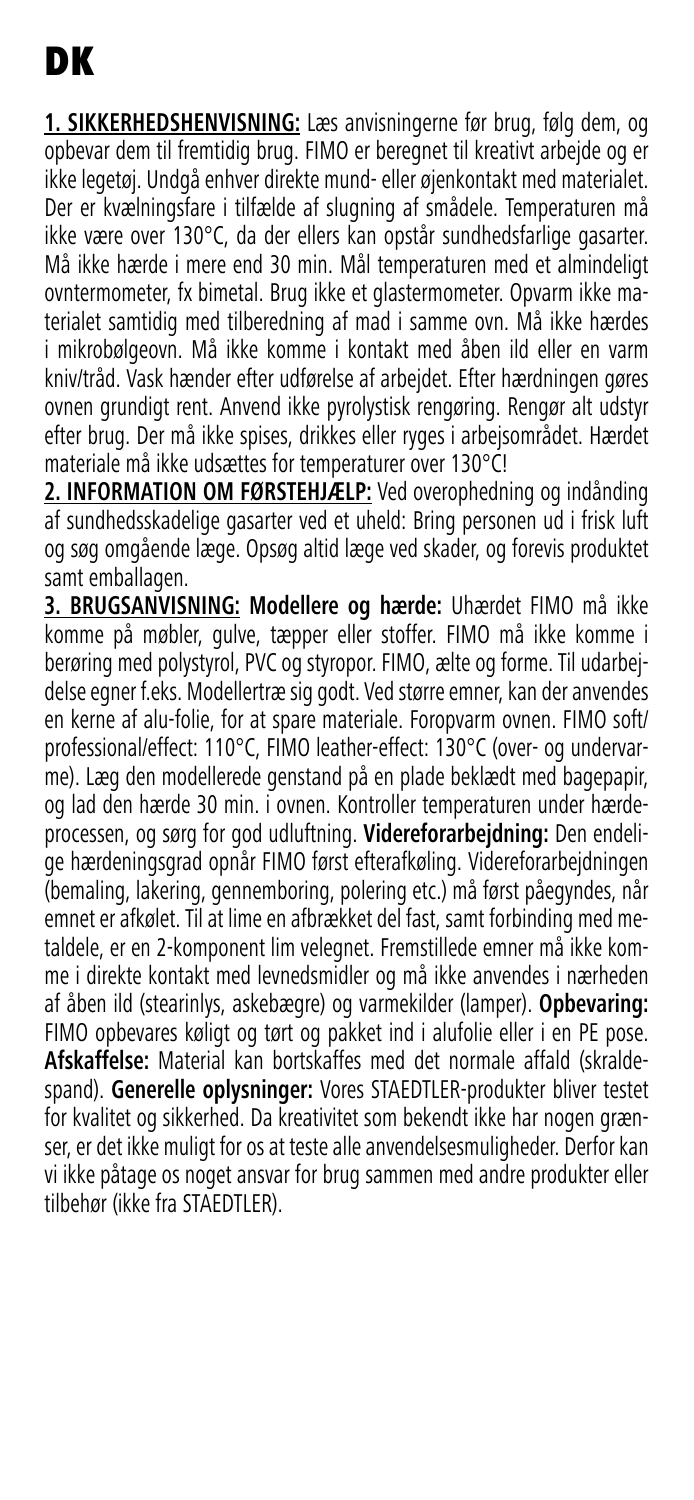# DK

**1. SIKKERHEDSHENVISNING:** Læs anvisningerne før brug, følg dem, og opbevar dem til fremtidig brug. FIMO er beregnet til kreativt arbejde og er ikke legetøj. Undgå enhver direkte mund- eller øjenkontakt med materialet. Der er kvælningsfare i tilfælde af slugning af smådele. Temperaturen må ikke være over 130°C, da der ellers kan opstår sundhedsfarlige gasarter. Må ikke hærde i mere end 30 min. Mål temperaturen med et almindeligt ovntermometer, fx bimetal. Brug ikke et glastermometer. Opvarm ikke materialet samtidig med tilberedning af mad i samme ovn. Må ikke hærdes i mikrobølgeovn. Må ikke komme i kontakt med åben ild eller en varm kniv/tråd. Vask hænder efter udførelse af arbejdet. Efter hærdningen gøres ovnen grundigt rent. Anvend ikke pyrolystisk rengøring. Rengør alt udstyr efter brug. Der må ikke spises, drikkes eller ryges i arbejsområdet. Hærdet materiale må ikke udsættes for temperaturer over 130°C!

**2. INFORMATION OM FØRSTEHJÆLP:** Ved overophedning og indånding af sundhedsskadelige gasarter ved et uheld: Bring personen ud i frisk luft og søg omgående læge. Opsøg altid læge ved skader, og forevis produktet samt emballagen.

**3. BRUGSANVISNING: Modellere og hærde:** Uhærdet FIMO må ikke komme på møbler, gulve, tæpper eller stoffer. FIMO må ikke komme i berøring med polystyrol, PVC og styropor. FIMO, ælte og forme. Til udarbejdelse egner f.eks. Modellertræ sig godt. Ved større emner, kan der anvendes en kerne af alu-folie, for at spare materiale. Foropvarm ovnen. FIMO soft/professional/effect: 110°C, FIMO leather-effect: 130°C (over- og undervarme). Læg den modellerede genstand på en plade beklædt med bagepapir, og lad den hærde 30 min. i ovnen. Kontroller temperaturen under hærdeprocessen, og sørg for god udluftning. **Videreforarbejdning:** Den endelige hærdeningsgrad opnår FIMO først efterafkøling. Videreforarbejdningen (bemaling, lakering, gennemboring, polering etc.) må først påegyndes, når emnet er afkølet. Til at lime en afbrækket del fast, samt forbinding med metaldele, er en 2-komponent lim velegnet. Fremstillede emner må ikke komme i direkte kontakt med levnedsmidler og må ikke anvendes i nærheden af åben ild (stearinlys, askebægre) og varmekilder (lamper). **Opbevaring:** FIMO opbevares køligt og tørt og pakket ind i alufolie eller i en PE pose. **Afskaffelse:** Material kan bortskaffes med det normale affald (skraldespand). **Generelle oplysninger:** Vores STAEDTLER-produkter bliver testet for kvalitet og sikkerhed. Da kreativitet som bekendt ikke har nogen grænser, er det ikke muligt for os at teste alle anvendelsesmuligheder. Derfor kan vi ikke påtage os noget ansvar for brug sammen med andre produkter eller tilbehør (ikke fra STAEDTLER).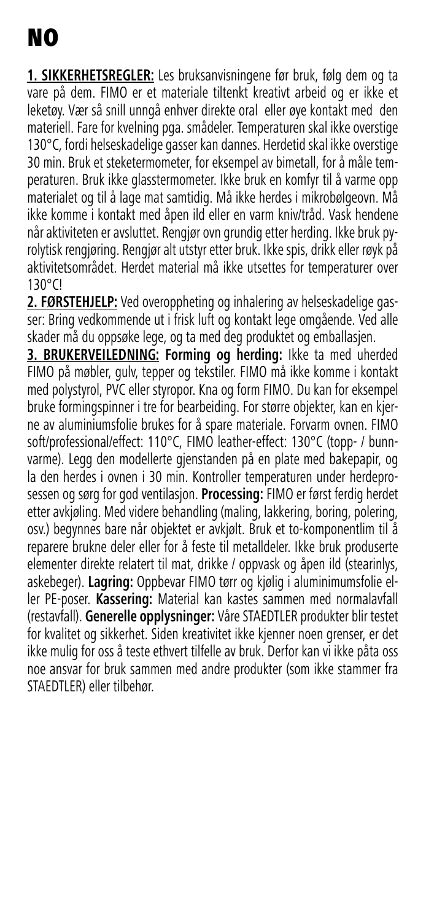# NO

**1. SIKKERHETSREGLER:** Les bruksanvisningene før bruk, følg dem og ta vare på dem. FIMO er et materiale tiltenkt kreativt arbeid og er ikke et leketøy. Vær så snill unngå enhver direkte oral eller øye kontakt med den materiell. Fare for kvelning pga. smådeler. Temperaturen skal ikke overstige 130°C, fordi helseskadelige gasser kan dannes. Herdetid skal ikke overstige 30 min. Bruk et steketermometer, for eksempel av bimetall, for å måle temperaturen. Bruk ikke glasstermometer. Ikke bruk en komfyr til å varme opp materialet og til å lage mat samtidig. Må ikke herdes i mikrobølgeovn. Må ikke komme i kontakt med åpen ild eller en varm kniv/tråd. Vask hendene når aktiviteten er avsluttet. Rengjør ovn grundig etter herding. Ikke bruk pyrolytisk rengjøring. Rengjør alt utstyr etter bruk. Ikke spis, drikk eller røyk på aktivitetsområdet. Herdet material må ikke utsettes for temperaturer over 130°C!

**2. FØRSTEHJELP:** Ved overoppheting og inhalering av helseskadelige gasser: Bring vedkommende ut i frisk luft og kontakt lege omgående. Ved alle skader må du oppsøke lege, og ta med deg produktet og emballasjen.

**3. BRUKERVEILEDNING: Forming og herding:** Ikke ta med uherded FIMO på møbler, gulv, tepper og tekstiler. FIMO må ikke komme i kontakt med polystyrol, PVC eller styropor. Kna og form FIMO. Du kan for eksempel bruke formingspinner i tre for bearbeiding. For større objekter, kan en kjerne av aluminiumsfolie brukes for å spare materiale. Forvarm ovnen. FIMO soft/professional/effect: 110°C, FIMO leather-effect: 130°C (topp- / bunnvarme). Legg den modellerte gjenstanden på en plate med bakepapir, og la den herdes i ovnen i 30 min. Kontroller temperaturen under herdeprosessen og sørg for god ventilasjon. **Processing:** FIMO er først ferdig herdet etter avkjøling. Med videre behandling (maling, lakkering, boring, polering, osv.) begynnes bare når objektet er avkjølt. Bruk et to-komponentlim til å reparere brukne deler eller for å feste til metalldeler. Ikke bruk produserte elementer direkte relatert til mat, drikke / oppvask og åpen ild (stearinlys, askebeger). **Lagring:** Oppbevar FIMO tørr og kjølig i aluminimumsfolie eller PE-poser. **Kassering:** Material kan kastes sammen med normalavfall (restavfall). **Generelle opplysninger:** Våre STAEDTLER produkter blir testet for kvalitet og sikkerhet. Siden kreativitet ikke kjenner noen grenser, er det ikke mulig for oss å teste ethvert tilfelle av bruk. Derfor kan vi ikke påta oss noe ansvar for bruk sammen med andre produkter (som ikke stammer fra STAEDTLER) eller tilbehør.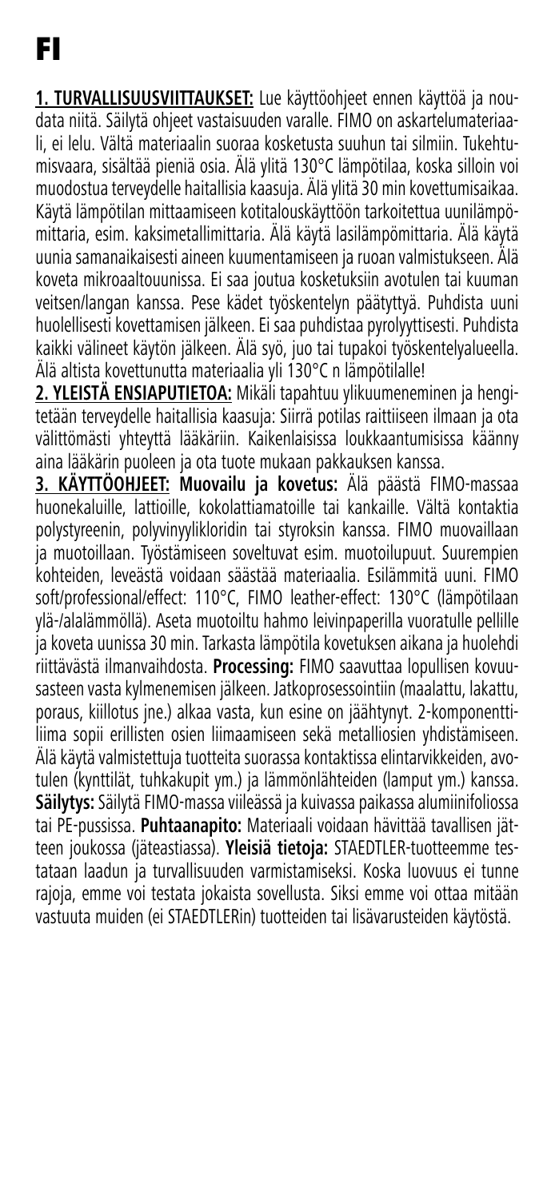# FI

**1. TURVALLISUUSVIITTAUKSET:** Lue käyttöohjeet ennen käyttöä ja noudata niitä. Säilytä ohjeet vastaisuuden varalle. FIMO on askartelumateriaali, ei lelu. Vältä materiaalin suoraa kosketusta suuhun tai silmiin. Tukehtumisvaara, sisältää pieniä osia. Älä ylitä 130°C lämpötilaa, koska silloin voi muodostua terveydelle haitallisia kaasuja. Älä ylitä 30 min kovettumisaikaa. Käytä lämpötilan mittaamiseen kotitalouskäyttöön tarkoitettua uunilämpömittaria, esim. kaksimetallimittaria. Älä käytä lasilämpömittaria. Älä käytä uunia samanaikaisesti aineen kuumentamiseen ja ruoan valmistukseen. Älä koveta mikroaaltouunissa. Ei saa joutua kosketuksiin avotulen tai kuuman veitsen/langan kanssa. Pese kädet työskentelyn päätyttyä. Puhdista uuni huolellisesti kovettamisen jälkeen. Ei saa puhdistaa pyrolyyttisesti. Puhdista kaikki välineet käytön jälkeen. Älä syö, juo tai tupakoi työskentelyalueella. Älä altista kovettunutta materiaalia yli 130°C n lämpötilalle!

**2. YLEISTÄ ENSIAPUTIETOA:** Mikäli tapahtuu ylikuumeneminen ja hengitetään terveydelle haitallisia kaasuja: Siirrä potilas raittiiseen ilmaan ja ota välittömästi yhteyttä lääkäriin. Kaikenlaisissa loukkaantumisissa käänny aina lääkärin puoleen ja ota tuote mukaan pakkauksen kanssa.

**3. KÄYTTÖOHJEET: Muovailu ja kovetus:** Älä päästä FIMO-massaa huonekaluille, lattioille, kokolattiamatoille tai kankaille. Vältä kontaktia polystyreenin, polyvinyylikloridin tai styroksin kanssa. FIMO muovaillaan ja muotoillaan. Työstämiseen soveltuvat esim. muotoilupuut. Suurempien kohteiden, leveästä voidaan säästää materiaalia. Esilämmitä uuni. FIMO soft/professional/effect: 110°C, FIMO leather-effect: 130°C (lämpötilaan ylä-/alalämmöllä). Aseta muotoiltu hahmo leivinpaperilla vuoratulle pellille ja koveta uunissa 30 min. Tarkasta lämpötila kovetuksen aikana ja huolehdi riittävästä ilmanvaihdosta. **Processing:** FIMO saavuttaa lopullisen kovuusasteen vasta kylmenemisen jälkeen. Jatkoprosessointiin (maalattu, lakattu, poraus, kiillotus jne.) alkaa vasta, kun esine on jäähtynyt. 2-komponenttiliima sopii erillisten osien liimaamiseen sekä metalliosien yhdistämiseen. Älä käytä valmistettuja tuotteita suorassa kontaktissa elintarvikkeiden, avotulen (kynttilät, tuhkakupit ym.) ja lämmönlähteiden (lamput ym.) kanssa. **Säilytys:** Säilytä FIMO-massa viileässä ja kuivassa paikassa alumiinifoliossa tai PE-pussissa. **Puhtaanapito:** Materiaali voidaan hävittää tavallisen jätteen joukossa (jäteastiassa). **Yleisiä tietoja:** STAEDTLER-tuotteemme testataan laadun ja turvallisuuden varmistamiseksi. Koska luovuus ei tunne rajoja, emme voi testata jokaista sovellusta. Siksi emme voi ottaa mitään vastuuta muiden (ei STAEDTLERin) tuotteiden tai lisävarusteiden käytöstä.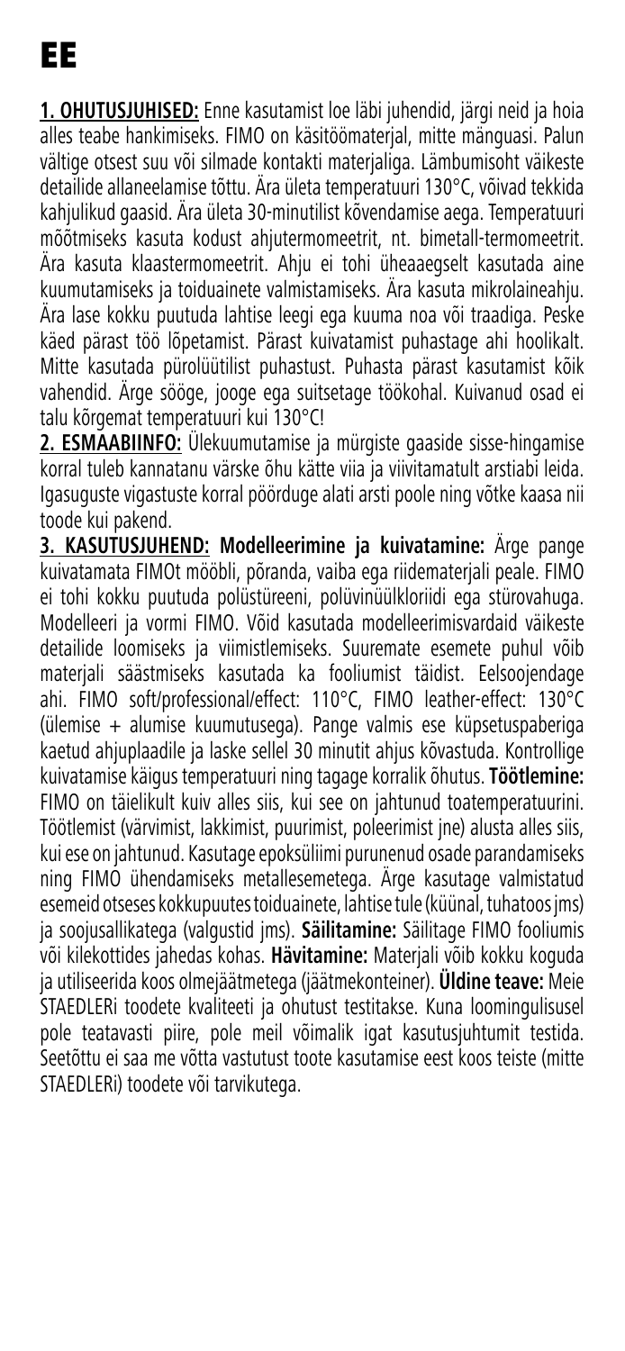# EE

**1. OHUTUSJUHISED:** Enne kasutamist loe läbi juhendid, järgi neid ja hoia alles teabe hankimiseks. FIMO on käsitöömaterjal, mitte mänguasi. Palun vältige otsest suu või silmade kontakti materjaliga. Lämbumisoht väikeste detailide allaneelamise tõttu. Ära ületa temperatuuri 130°C, võivad tekkida kahjulikud gaasid. Ära ületa 30-minutilist kõvendamise aega. Temperatuuri mõõtmiseks kasuta kodust ahjutermomeetrit, nt. bimetall-termomeetrit. Ära kasuta klaastermomeetrit. Ahju ei tohi üheaaegselt kasutada aine kuumutamiseks ja toiduainete valmistamiseks. Ära kasuta mikrolaineahju. Ära lase kokku puutuda lahtise leegi ega kuuma noa või traadiga. Peske käed pärast töö lõpetamist. Pärast kuivatamist puhastage ahi hoolikalt. Mitte kasutada pürolüütilist puhastust. Puhasta pärast kasutamist kõik vahendid. Ärge sööge, jooge ega suitsetage töökohal. Kuivanud osad ei talu kõrgemat temperatuuri kui 130°C!

**2. ESMAABIINFO:** Ülekuumutamise ja mürgiste gaaside sisse-hingamise korral tuleb kannatanu värske õhu kätte viia ja viivitamatult arstiabi leida. Igasuguste vigastuste korral pöörduge alati arsti poole ning võtke kaasa nii toode kui pakend.

**3. KASUTUSJUHEND: Modelleerimine ja kuivatamine:** Ärge pange kuivatamata FIMOt mööbli, põranda, vaiba ega riidematerjali peale. FIMO ei tohi kokku puutuda polüstüreeni, polüvinüülkloriidi ega stürovahuga. Modelleeri ja vormi FIMO. Võid kasutada modelleerimisvardaid väikeste detailide loomiseks ja viimistlemiseks. Suuremate esemete puhul võib materjali säästmiseks kasutada ka fooliumist täidist. Eelsoojendage ahi. FIMO soft/professional/effect: 110°C, FIMO leather-effect: 130°C (ülemise + alumise kuumutusega). Pange valmis ese küpsetuspaberiga kaetud ahjuplaadile ja laske sellel 30 minutit ahjus kõvastuda. Kontrollige kuivatamise käigus temperatuuri ning tagage korralik õhutus. **Töötlemine:** FIMO on täielikult kuiv alles siis, kui see on jahtunud toatemperatuurini. Töötlemist (värvimist, lakkimist, puurimist, poleerimist jne) alusta alles siis, kui ese on jahtunud. Kasutage epoksüliimi purunenud osade parandamiseks ning FIMO ühendamiseks metallesemetega. Ärge kasutage valmistatud esemeid otseses kokkupuutes toiduainete, lahtise tule (küünal, tuhatoos jms) ja soojusallikatega (valgustid jms). **Säilitamine:** Säilitage FIMO fooliumis või kilekottides jahedas kohas. **Hävitamine:** Materjali võib kokku koguda ja utiliseerida koos olmejäätmetega (jäätmekonteiner). **Üldine teave:** Meie STAEDLERi toodete kvaliteeti ja ohutust testitakse. Kuna loomingulisusel pole teatavasti piire, pole meil võimalik igat kasutusjuhtumit testida. Seetõttu ei saa me võtta vastutust toote kasutamise eest koos teiste (mitte STAEDLERi) toodete või tarvikutega.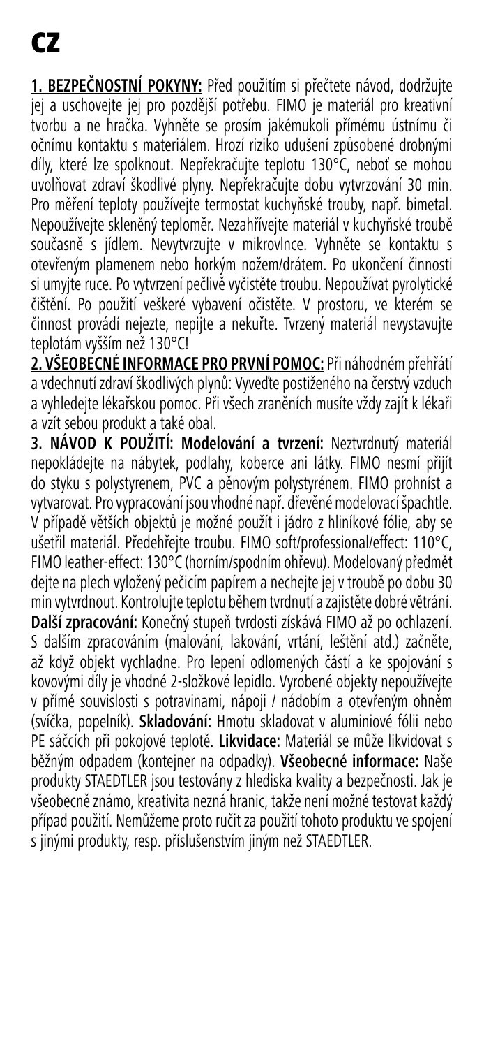# CZ

**1. BEZPEČNOSTNÍ POKYNY:** Před použitím si přečtete návod, dodržujte jej a uschovejte jej pro pozdější potřebu. FIMO je materiál pro kreativní tvorbu a ne hračka. Vyhněte se prosím jakémukoli přímému ústnímu či očnímu kontaktu s materiálem. Hrozí riziko udušení způsobené drobnými díly, které lze spolknout. Nepřekračujte teplotu 130°C, neboť se mohou uvolňovat zdraví škodlivé plyny. Nepřekračujte dobu vytvrzování 30 min. Pro měření teploty používejte termostat kuchyňské trouby, např. bimetal. Nepoužívejte skleněný teploměr. Nezahřívejte materiál v kuchyňské troubě současně s jídlem. Nevytvrzujte v mikrovlnce. Vyhněte se kontaktu s otevřeným plamenem nebo horkým nožem/drátem. Po ukončení činnosti si umyjte ruce. Po vytvrzení pečlivě vyčistěte troubu. Nepoužívat pyrolytické čištění. Po použití veškeré vybavení očistěte. V prostoru, ve kterém se činnost provádí nejezte, nepijte a nekuřte. Tvrzený materiál nevystavujte teplotám vyšším než 130°C!

**2. VŠEOBECNÉ INFORMACE PRO PRVNÍ POMOC:** Při náhodném přehřátí a vdechnutí zdraví škodlivých plynů: Vyveďte postiženého na čerstvý vzduch a vyhledejte lékařskou pomoc. Při všech zraněních musíte vždy zajít k lékaři a vzít sebou produkt a také obal.

**3. NÁVOD K POUŽITÍ:** **Modelování a tvrzení:** Neztvrdnutý materiál nepokládejte na nábytek, podlahy, koberce ani látky. FIMO nesmí přijít do styku s polystyrenem, PVC a pěnovým polystyrénem. FIMO prohníst a vytvarovat. Pro vypracování jsou vhodné např. dřevěné modelovací špachtle. V případě větších objektů je možné použít i jádro z hliníkové fólie, aby se ušetřil materiál. Předehřejte troubu. FIMO soft/professional/effect: 110°C, FIMO leather-effect: 130°C (horním/spodním ohřevu). Modelovaný předmět dejte na plech vyložený pečicím papírem a nechejte jej v troubě po dobu 30 min vytvrdnout. Kontrolujte teplotu během tvrdnutí a zajistěte dobré větrání. **Další zpracování:** Konečný stupeň tvrdosti získává FIMO až po ochlazení. S dalším zpracováním (malování, lakování, vrtání, leštění atd.) začněte, až když objekt vychladne. Pro lepení odlomených částí a ke spojování s kovovými díly je vhodné 2-složkové lepidlo. Vyrobené objekty nepoužívejte v přímé souvislosti s potravinami, nápoji / nádobím a otevřeným ohněm (svíčka, popelník). **Skladování:** Hmotu skladovat v aluminiové fólii nebo PE sáčcích při pokojové teplotě. **Likvidace:** Materiál se může likvidovat s běžným odpadem (kontejner na odpadky). **Všeobecné informace:** Naše produkty STAEDTLER jsou testovány z hlediska kvality a bezpečnosti. Jak je všeobecně známo, kreativita nezná hranic, takže není možné testovat každý případ použití. Nemůžeme proto ručit za použití tohoto produktu ve spojení s jinými produkty, resp. příslušenstvím jiným než STAEDTLER.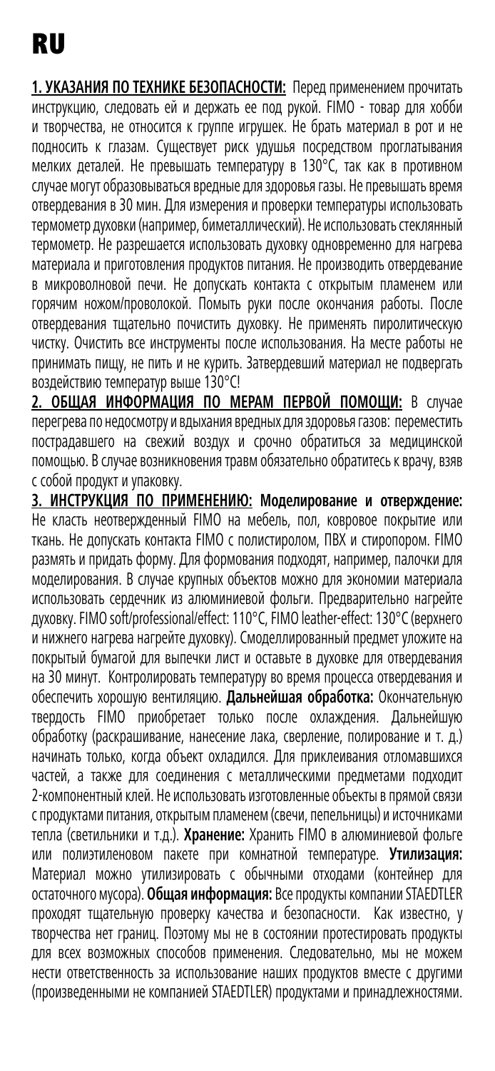# RU

**1. УКАЗАНИЯ ПО ТЕХНИКЕ БЕЗОПАСНОСТИ:** Перед применением прочитать инструкцию, следовать ей и держать ее под рукой. FIMO - товар для хобби и творчества, не относится к группе игрушек. Не брать материал в рот и не подносить к глазам. Существует риск удушья посредством проглатывания мелких деталей. Не превышать температуру в 130°C, так как в противном случае могут образовываться вредные для здоровья газы. Не превышать время отвердевания в 30 мин. Для измерения и проверки температуры использовать термометр духовки (например, биметаллический). Не использовать стеклянный термометр. Не разрешается использовать духовку одновременно для нагрева материала и приготовления продуктов питания. Не производить отвердевание в микроволновой печи. Не допускать контакта с открытым пламенем или горячим ножом/проволокой. Помыть руки после окончания работы. После отвердевания тщательно почистить духовку. Не применять пиролитическую чистку. Очистить все инструменты после использования. На месте работы не принимать пищу, не пить и не курить. Затвердевший материал не подвергать воздействию температур выше 130°C!

**2. ОБЩАЯ ИНФОРМАЦИЯ ПО МЕРАМ ПЕРВОЙ ПОМОЩИ:** В случае перегрева по недосмотру и вдыхания вредных для здоровья газов: переместить пострадавшего на свежий воздух и срочно обратиться за медицинской помощью. В случае возникновения травм обязательно обратитесь к врачу, взяв с собой продукт и упаковку.

**3. ИНСТРУКЦИЯ ПО ПРИМЕНЕНИЮ: Моделирование и отверждение:** Не класть неотвержденный FIMO на мебель, пол, ковровое покрытие или ткань. Не допускать контакта FIMO с полистиролом, ПВХ и стиропором. FIMO размять и придать форму. Для формования подходят, например, палочки для моделирования. В случае крупных объектов можно для экономии материала использовать сердечник из алюминиевой фольги. Предварительно нагрейте духовку. FIMO soft/professional/effect: 110°C, FIMO leather-effect: 130°C (верхнего и нижнего нагрева нагрейте духовку). Смоделлированный предмет уложите на покрытый бумагой для выпечки лист и оставьте в духовке для отвердевания на 30 минут. Контролировать температуру во время процесса отвердевания и обеспечить хорошую вентиляцию. **Дальнейшая обработка:** Окончательную твердость FIMO приобретает только после охлаждения. Дальнейшую обработку (раскрашивание, нанесение лака, сверление, полирование и т. д.) начинать только, когда объект охладился. Для приклеивания отломавшихся частей, а также для соединения с металлическими предметами подходит 2-компонентный клей. Не использовать изготовленные объекты в прямой связи с продуктами питания, открытым пламенем (свечи, пепельницы) и источниками тепла (светильники и т.д.). **Хранение:** Хранить FIMO в алюминиевой фольге или полиэтиленовом пакете при комнатной температуре. **Утилизация:** Материал можно утилизировать с обычными отходами (контейнер для остаточного мусора). **Общая информация:** Все продукты компании STAEDTLER проходят тщательную проверку качества и безопасности. Как известно, у творчества нет границ. Поэтому мы не в состоянии протестировать продукты для всех возможных способов применения. Следовательно, мы не можем нести ответственность за использование наших продуктов вместе с другими (произведенными не компанией STAEDTLER) продуктами и принадлежностями.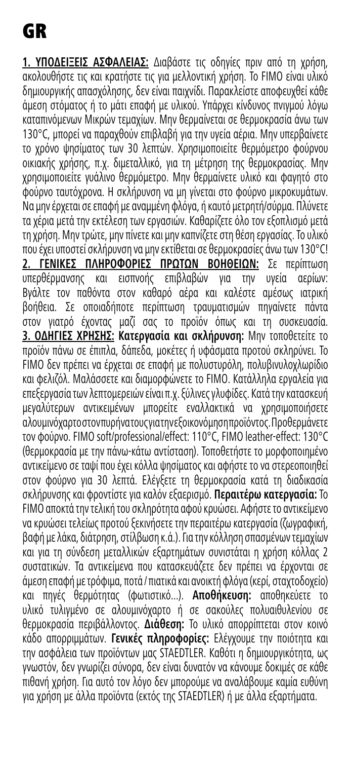# GR

**1. ΥΠΟΔΕΙΞΕΙΣ ΑΣΦΑΛΕΙΑΣ:** Διαβάστε τις οδηγίες πριν από τη χρήση, ακολουθήστε τις και κρατήστε τις για μελλοντική χρήση. Το FIMO είναι υλικό δημιουργικής απασχόλησης, δεν είναι παιχνίδι. Παρακλείστε αποφευχθεί κάθε άμεση στόματος ή το μάτι επαφή με υλικού. Υπάρχει κίνδυνος πνιγμού λόγω καταπινόμενων Μικρών τεμαχίων. Μην θερμαίνεται σε θερμοκρασία άνω των 130°C, μπορεί να παραχθούν επιβλαβή για την υγεία αέρια. Μην υπερβαίνετε το χρόνο ψησίματος των 30 λεπτών. Χρησιμοποιείτε θερμόμετρο φούρνου οικιακής χρήσης, π.χ. διμεταλλικό, για τη μέτρηση της θερμοκρασίας. Μην χρησιμοποιείτε γυάλινο θερμόμετρο. Μην θερμαίνετε υλικό και φαγητό στο φούρνο ταυτόχρονα. Η σκλήρυνση να μη γίνεται στο φούρνο μικροκυμάτων. Να μην έρχεται σε επαφή με αναμμένη φλόγα, ή καυτό μετρητή/σύρμα. Πλύνετε τα χέρια μετά την εκτέλεση των εργασιών. Καθαρίζετε όλο τον εξοπλισμό μετά τη χρήση. Μην τρώτε, μην πίνετε και μην καπνίζετε στη θέση εργασίας. Το υλικό που έχει υποστεί σκλήρυνση να μην εκτίθεται σε θερμοκρασίες άνω των 130°C!

**2. ΓΕΝΙΚΕΣ ΠΛΗΡΟΦΟΡΙΕΣ ΠΡΩΤΩΝ ΒΟΗΘΕΙΩΝ:** Σε περίπτωση υπερθέρμανσης και εισπνοής επιβλαβών για την υγεία αερίων: Βγάλτε τον παθόντα στον καθαρό αέρα και καλέστε αμέσως ιατρική βοήθεια. Σε οποιαδήποτε περίπτωση τραυματισμών πηγαίνετε πάντα στον γιατρό έχοντας μαζί σας το προϊόν όπως και τη συσκευασία.

**3. ΟΔΗΓΙΕΣ ΧΡΗΣΗΣ: Κατεργασία και σκλήρυνση:** Μην τοποθετείτε το προϊόν πάνω σε έπιπλα, δάπεδα, μοκέτες ή υφάσματα προτού σκληρύνει. Το FIMO δεν πρέπει να έρχεται σε επαφή με πολυστυρόλη, πολυβινυλοχλωρίδιο και φελιζόλ. Μαλάσσετε και διαμορφώνετε το FIMO. Κατάλληλα εργαλεία για επεξεργασία των λεπτομερειών είναι π.χ. ξύλινες γλυφίδες. Κατά την κατασκευή μεγαλύτερων αντικειμένων μπορείτε εναλλακτικά να χρησιμοποιήσετε αλουμινόχαρτο στον πυρήνα τους για την εξοικονόμηση προϊόντος. Προθερμάνετε τον φούρνο. FIMO soft/professional/effect: 110°C, FIMO leather-effect: 130°C (θερμοκρασία με την πάνω-κάτω αντίσταση). Τοποθετήστε το μορφοποιημένο αντικείμενο σε ταψί που έχει κόλλα ψησίματος και αφήστε το να στερεοποιηθεί στον φούρνο για 30 λεπτά. Ελέγξετε τη θερμοκρασία κατά τη διαδικασία σκλήρυνσης και φροντίστε για καλόν εξαερισμό. **Περαιτέρω κατεργασία:** Το FIMO αποκτά την τελική του σκληρότητα αφού κρυώσει. Αφήστε το αντικείμενο να κρυώσει τελείως προτού ξεκινήσετε την περαιτέρω κατεργασία (ζωγραφική, βαφή με λάκα, διάτρηση, στίλβωση κ.ά.). Για την κόλληση σπασμένων τεμαχίων και για τη σύνδεση μεταλλικών εξαρτημάτων συνιστάται η χρήση κόλλας 2 συστατικών. Τα αντικείμενα που κατασκευάζετε δεν πρέπει να έρχονται σε άμεση επαφή με τρόφιμα, ποτά / πιατικά και ανοικτή φλόγα (κερί, σταχτοδοχείο) και πηγές θερμότητας (φωτιστικό...). **Αποθήκευση:** αποθηκεύετε το υλικό τυλιγμένο σε αλουμινόχαρτο ή σε σακούλες πολυαιθυλενίου σε θερμοκρασία περιβάλλοντος. **Διάθεση:** Το υλικό απορρίπτεται στον κοινό κάδο απορριμμάτων. **Γενικές πληροφορίες:** Ελέγχουμε την ποιότητα και την ασφάλεια των προϊόντων μας STAEDTLER. Καθότι η δημιουργικότητα, ως γνωστόν, δεν γνωρίζει σύνορα, δεν είναι δυνατόν να κάνουμε δοκιμές σε κάθε πιθανή χρήση. Για αυτό τον λόγο δεν μπορούμε να αναλάβουμε καμία ευθύνη για χρήση με άλλα προϊόντα (εκτός της STAEDTLER) ή με άλλα εξαρτήματα.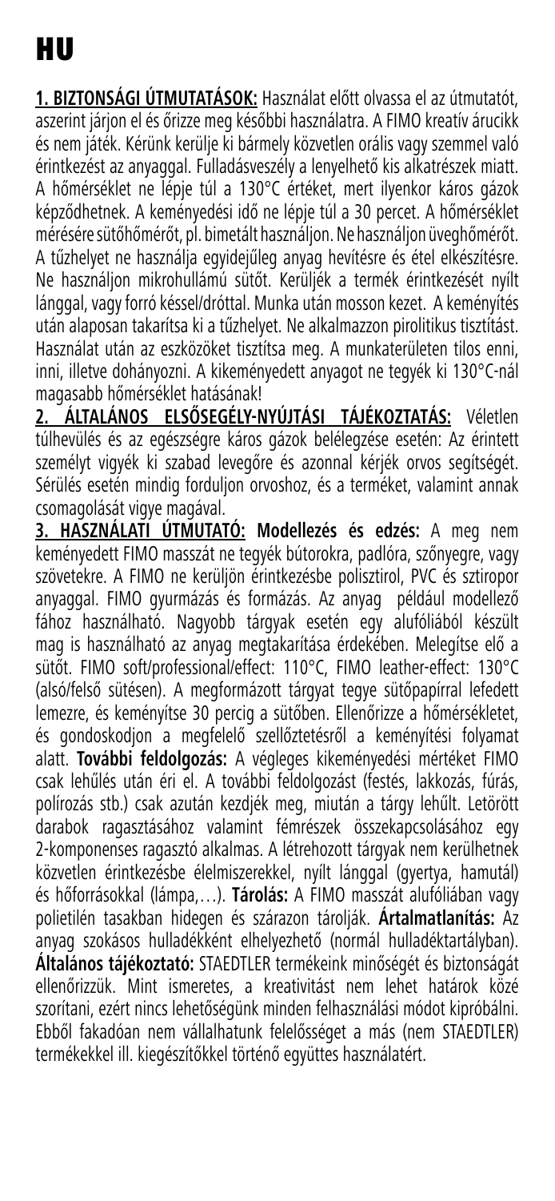# HU

**1. BIZTONSÁGI ÚTMUTATÁSOK:** Használat előtt olvassa el az útmutatót, aszerint járjon el és őrizze meg későbbi használatra. A FIMO kreatív árucikk és nem játék. Kérünk kerülje ki bármely közvetlen orális vagy szemmel való érintkezést az anyaggal. Fulladásveszély a lenyelhető kis alkatrészek miatt. A hőmérséklet ne lépje túl a 130°C értéket, mert ilyenkor káros gázok képződhetnek. A keményedési idő ne lépje túl a 30 percet. A hőmérséklet mérésére sütőhőmérőt, pl. bimetált használjon. Ne használjon üveghőmérőt. A tűzhelyet ne használja egyidejűleg anyag hevítésre és étel elkészítésre. Ne használjon mikrohullámú sütőt. Kerüljék a termék érintkezését nyílt lánggal, vagy forró késsel/dróttal. Munka után mosson kezet. A keményítés után alaposan takarítsa ki a tűzhelyet. Ne alkalmazzon pirolitikus tisztítást. Használat után az eszközöket tisztítsa meg. A munkaterületen tilos enni, inni, illetve dohányozni. A kikeményedett anyagot ne tegyék ki 130°C-nál magasabb hőmérséklet hatásának!

**2. ÁLTALÁNOS ELSŐSEGÉLY-NYÚJTÁSI TÁJÉKOZTATÁS:** Véletlen túlhevülés és az egészségre káros gázok belélegzése esetén: Az érintett személyt vigyék ki szabad levegőre és azonnal kérjék orvos segítségét. Sérülés esetén mindig forduljon orvoshoz, és a terméket, valamint annak csomagolását vigye magával.

**3. HASZNÁLATI ÚTMUTATÓ:** **Modellezés és edzés:** A meg nem keményedett FIMO masszát ne tegyék bútorokra, padlóra, szőnyegre, vagy szövetekre. A FIMO ne kerüljön érintkezésbe polisztirol, PVC és sztiropor anyaggal. FIMO gyurmázás és formázás. Az anyag például modellező fához használható. Nagyobb tárgyak esetén egy alufóliából készült mag is használható az anyag megtakarítása érdekében. Melegítse elő a sütőt. FIMO soft/professional/effect: 110°C, FIMO leather-effect: 130°C (alsó/felső sütésen). A megformázott tárgyat tegye sütőpapírral lefedett lemezre, és keményítse 30 percig a sütőben. Ellenőrizze a hőmérsékletet, és gondoskodjon a megfelelő szellőztetésről a keményítési folyamat alatt. **További feldolgozás:** A végleges kikeményedési mértéket FIMO csak lehűlés után éri el. A további feldolgozást (festés, lakkozás, fúrás, polírozás stb.) csak azután kezdjék meg, miután a tárgy lehűlt. Letörött darabok ragasztásához valamint fémrészek összekapcsolásához egy 2-komponenses ragasztó alkalmas. A létrehozott tárgyak nem kerülhetnek közvetlen érintkezésbe élelmiszerekkel, nyílt lánggal (gyertya, hamutál) és hőforrásokkal (lámpa,…). **Tárolás:** A FIMO masszát alufóliában vagy polietilén tasakban hidegen és szárazon tárolják. **Ártalmatlanítás:** Az anyag szokásos hulladékként elhelyezhető (normál hulladéktartályban). **Általános tájékoztató:** STAEDTLER termékeink minőségét és biztonságát ellenőrizzük. Mint ismeretes, a kreativitást nem lehet határok közé szorítani, ezért nincs lehetőségünk minden felhasználási módot kipróbálni. Ebből fakadóan nem vállalhatunk felelősséget a más (nem STAEDTLER) termékekkel ill. kiegészítőkkel történő együttes használatért.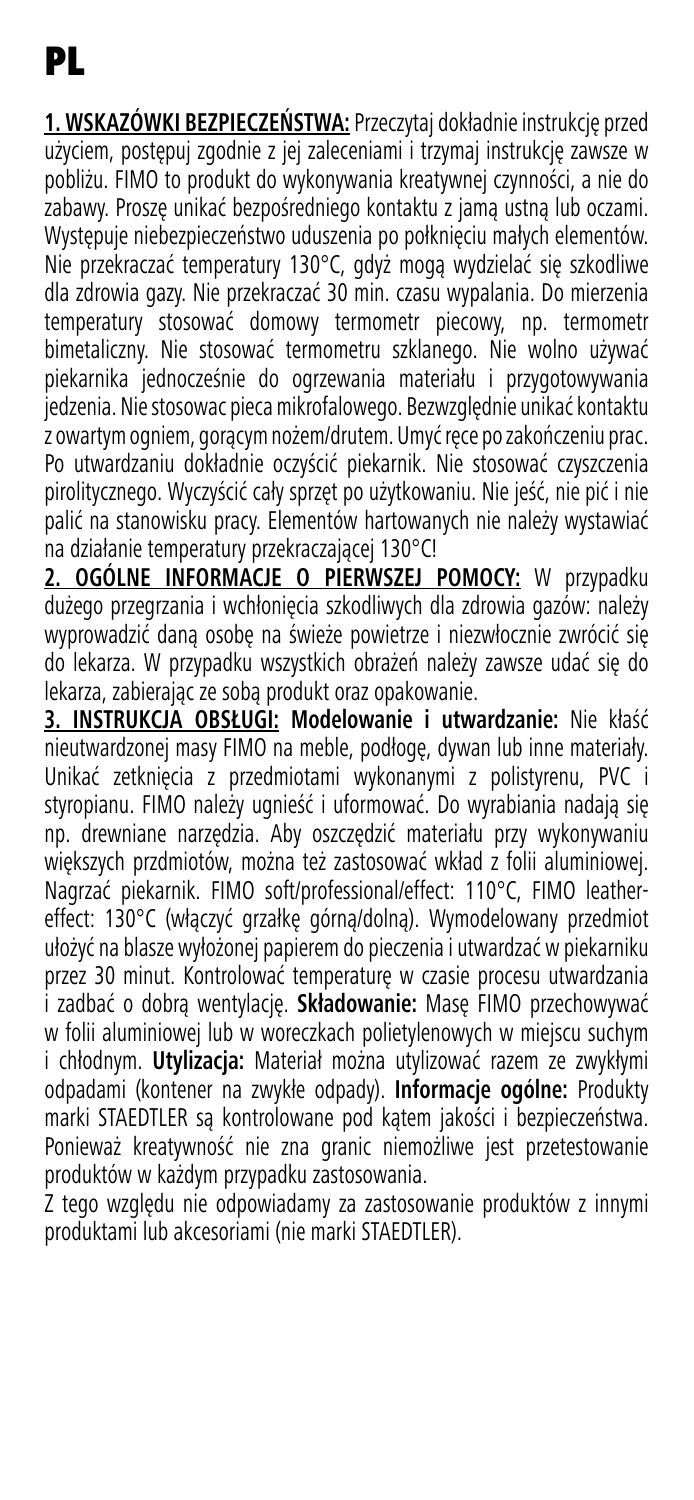# PL

**1. WSKAZÓWKI BEZPIECZEŃSTWA:** Przeczytaj dokładnie instrukcję przed użyciem, postępuj zgodnie z jej zaleceniami i trzymaj instrukcję zawsze w pobliżu. FIMO to produkt do wykonywania kreatywnej czynności, a nie do zabawy. Proszę unikać bezpośredniego kontaktu z jamą ustną lub oczami. Występuje niebezpieczeństwo uduszenia po połknięciu małych elementów. Nie przekraczać temperatury 130°C, gdyż mogą wydzielać się szkodliwe dla zdrowia gazy. Nie przekraczać 30 min. czasu wypalania. Do mierzenia temperatury stosować domowy termometr piecowy, np. termometr bimetaliczny. Nie stosować termometru szklanego. Nie wolno używać piekarnika jednocześnie do ogrzewania materiału i przygotowywania jedzenia. Nie stosowac pieca mikrofalowego. Bezwzględnie unikać kontaktu z owartym ogniem, gorącym nożem/drutem. Umyć ręce po zakończeniu prac. Po utwardzaniu dokładnie oczyścić piekarnik. Nie stosować czyszczenia pirolitycznego. Wyczyścić cały sprzęt po użytkowaniu. Nie jeść, nie pić i nie palić na stanowisku pracy. Elementów hartowanych nie należy wystawiać na działanie temperatury przekraczającej 130°C!

**2. OGÓLNE INFORMACJE O PIERWSZEJ POMOCY:** W przypadku dużego przegrzania i wchłonięcia szkodliwych dla zdrowia gazów: należy wyprowadzić daną osobę na świeże powietrze i niezwłocznie zwrócić się do lekarza. W przypadku wszystkich obrażeń należy zawsze udać się do lekarza, zabierając ze sobą produkt oraz opakowanie.

**3. INSTRUKCJA OBSŁUGI: Modelowanie i utwardzanie:** Nie kłaść nieutwardzonej masy FIMO na meble, podłogę, dywan lub inne materiały. Unikać zetknięcia z przedmiotami wykonanymi z polistyrenu, PVC i styropianu. FIMO należy ugnieść i uformować. Do wyrabiania nadają się np. drewniane narzędzia. Aby oszczędzić materiału przy wykonywaniu większych przdmiotów, można też zastosować wkład z folii aluminiowej. Nagrzać piekarnik. FIMO soft/professional/effect: 110°C, FIMO leather-effect: 130°C (włączyć grzałkę górną/dolną). Wymodelowany przedmiot ułożyć na blasze wyłożonej papierem do pieczenia i utwardzać w piekarniku przez 30 minut. Kontrolować temperaturę w czasie procesu utwardzania i zadbać o dobrą wentylację. **Składowanie:** Masę FIMO przechowywać w folii aluminiowej lub w woreczkach polietylenowych w miejscu suchym i chłodnym. **Utylizacja:** Materiał można utylizować razem ze zwykłymi odpadami (kontener na zwykłe odpady). **Informacje ogólne:** Produkty marki STAEDTLER są kontrolowane pod kątem jakości i bezpieczeństwa. Ponieważ kreatywność nie zna granic niemożliwe jest przetestowanie produktów w każdym przypadku zastosowania.

Z tego względu nie odpowiadamy za zastosowanie produktów z innymi produktami lub akcesoriami (nie marki STAEDTLER).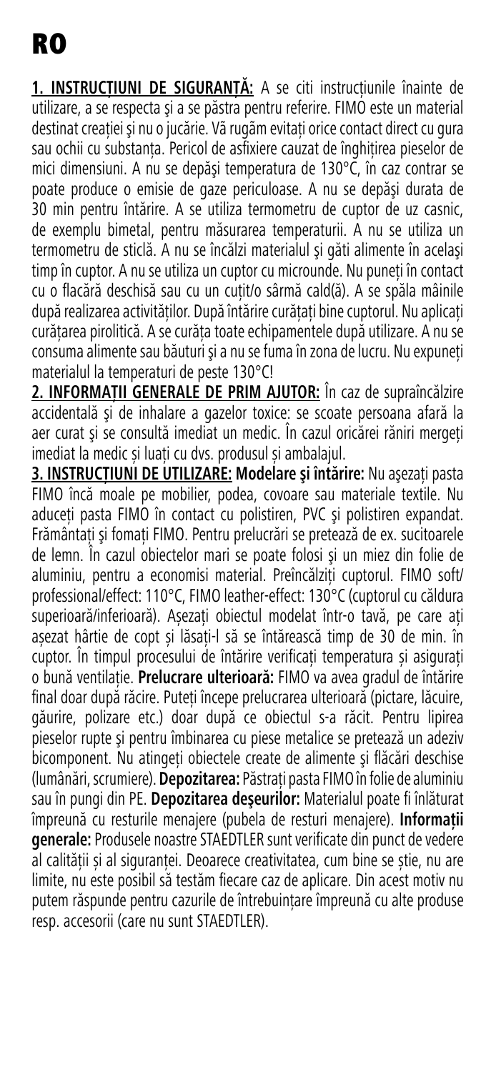# RO

**1. INSTRUCȚIUNI DE SIGURANȚĂ:** A se citi instrucțiunile înainte de utilizare, a se respecta şi a se păstra pentru referire. FIMO este un material destinat creației şi nu o jucărie. Vă rugăm evitați orice contact direct cu gura sau ochii cu substanța. Pericol de asfixiere cauzat de înghițirea pieselor de mici dimensiuni. A nu se depăşi temperatura de 130°C, în caz contrar se poate produce o emisie de gaze periculoase. A nu se depăşi durata de 30 min pentru întărire. A se utiliza termometru de cuptor de uz casnic, de exemplu bimetal, pentru măsurarea temperaturii. A nu se utiliza un termometru de sticlă. A nu se încălzi materialul şi găti alimente în acelaşi timp în cuptor. A nu se utiliza un cuptor cu microunde. Nu puneți în contact cu o flacără deschisă sau cu un cuțit/o sârmă cald(ă). A se spăla mâinile după realizarea activităților. După întărire curățați bine cuptorul. Nu aplicați curățarea pirolitică. A se curăța toate echipamentele după utilizare. A nu se consuma alimente sau băuturi şi a nu se fuma în zona de lucru. Nu expuneți materialul la temperaturi de peste 130°C!

**2. INFORMAȚII GENERALE DE PRIM AJUTOR:** În caz de supraîncălzire accidentală şi de inhalare a gazelor toxice: se scoate persoana afară la aer curat şi se consultă imediat un medic. În cazul oricărei răniri mergeți imediat la medic și luați cu dvs. produsul și ambalajul.

**3. INSTRUCȚIUNI DE UTILIZARE: Modelare şi întărire:** Nu aşezați pasta FIMO încă moale pe mobilier, podea, covoare sau materiale textile. Nu aduceți pasta FIMO în contact cu polistiren, PVC şi polistiren expandat. Frământați şi fomați FIMO. Pentru prelucrări se pretează de ex. sucitoarele de lemn. În cazul obiectelor mari se poate folosi şi un miez din folie de aluminiu, pentru a economisi material. Preîncălziți cuptorul. FIMO soft/professional/effect: 110°C, FIMO leather-effect: 130°C (cuptorul cu căldura superioară/inferioară). Așezați obiectul modelat într-o tavă, pe care ați așezat hârtie de copt și lăsați-l să se întărească timp de 30 de min. în cuptor. În timpul procesului de întărire verificați temperatura și asigurați o bună ventilație. **Prelucrare ulterioară:** FIMO va avea gradul de întărire final doar după răcire. Puteți începe prelucrarea ulterioară (pictare, lăcuire, găurire, polizare etc.) doar după ce obiectul s-a răcit. Pentru lipirea pieselor rupte şi pentru îmbinarea cu piese metalice se pretează un adeziv bicomponent. Nu atingeți obiectele create de alimente şi flăcări deschise (lumânări, scrumiere). **Depozitarea:** Păstrați pasta FIMO în folie de aluminiu sau în pungi din PE. **Depozitarea deşeurilor:** Materialul poate fi înlăturat împreună cu resturile menajere (pubela de resturi menajere). **Informații generale:** Produsele noastre STAEDTLER sunt verificate din punct de vedere al calității și al siguranței. Deoarece creativitatea, cum bine se știe, nu are limite, nu este posibil să testăm fiecare caz de aplicare. Din acest motiv nu putem răspunde pentru cazurile de întrebuințare împreună cu alte produse resp. accesorii (care nu sunt STAEDTLER).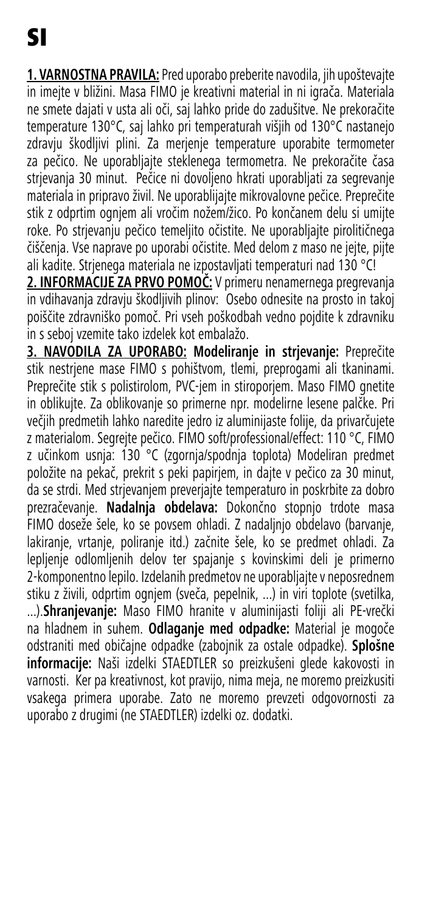# SI

**1. VARNOSTNA PRAVILA:** Pred uporabo preberite navodila, jih upoštevajte in imejte v bližini. Masa FIMO je kreativni material in ni igrača. Materiala ne smete dajati v usta ali oči, saj lahko pride do zadušitve. Ne prekoračite temperature 130°C, saj lahko pri temperaturah višjih od 130°C nastanejo zdravju škodljivi plini. Za merjenje temperature uporabite termometer za pečico. Ne uporabljajte steklenega termometra. Ne prekoračite časa strjevanja 30 minut. Pečice ni dovoljeno hkrati uporabljati za segrevanje materiala in pripravo živil. Ne uporablijajte mikrovalovne pečice. Preprečite stik z odprtim ognjem ali vročim nožem/žico. Po končanem delu si umijte roke. Po strjevanju pečico temeljito očistite. Ne uporabljajte pirolitičnega čiščenja. Vse naprave po uporabi očistite. Med delom z maso ne jejte, pijte ali kadite. Strjenega materiala ne izpostavljati temperaturi nad 130 °C!

**2. INFORMACIJE ZA PRVO POMOČ:** V primeru nenamernega pregrevanja in vdihavanja zdravju škodljivih plinov: Osebo odnesite na prosto in takoj poiščite zdravniško pomoč. Pri vseh poškodbah vedno pojdite k zdravniku in s seboj vzemite tako izdelek kot embalažo.

**3. NAVODILA ZA UPORABO: Modeliranje in strjevanje:** Preprečite stik nestrjene mase FIMO s pohištvom, tlemi, preprogami ali tkaninami. Preprečite stik s polistirolom, PVC-jem in stiroporjem. Maso FIMO gnetite in oblikujte. Za oblikovanje so primerne npr. modelirne lesene palčke. Pri večjih predmetih lahko naredite jedro iz aluminijaste folije, da privarčujete z materialom. Segrejte pečico. FIMO soft/professional/effect: 110 °C, FIMO z učinkom usnja: 130 °C (zgornja/spodnja toplota) Modeliran predmet položite na pekač, prekrit s peki papirjem, in dajte v pečico za 30 minut, da se strdi. Med strjevanjem preverjajte temperaturo in poskrbite za dobro prezračevanje. **Nadalnja obdelava:** Dokončno stopnjo trdote masa FIMO doseže šele, ko se povsem ohladi. Z nadaljnjo obdelavo (barvanje, lakiranje, vrtanje, poliranje itd.) začnite šele, ko se predmet ohladi. Za lepljenje odlomljenih delov ter spajanje s kovinskimi deli je primerno 2-komponentno lepilo. Izdelanih predmetov ne uporabljajte v neposrednem stiku z živili, odprtim ognjem (sveča, pepelnik, ...) in viri toplote (svetilka, ...).**Shranjevanje:** Maso FIMO hranite v aluminijasti foliji ali PE-vrečki na hladnem in suhem. **Odlaganje med odpadke:** Material je mogoče odstraniti med običajne odpadke (zabojnik za ostale odpadke). **Splošne informacije:** Naši izdelki STAEDTLER so preizkušeni glede kakovosti in varnosti. Ker pa kreativnost, kot pravijo, nima meja, ne moremo preizkusiti vsakega primera uporabe. Zato ne moremo prevzeti odgovornosti za uporabo z drugimi (ne STAEDTLER) izdelki oz. dodatki.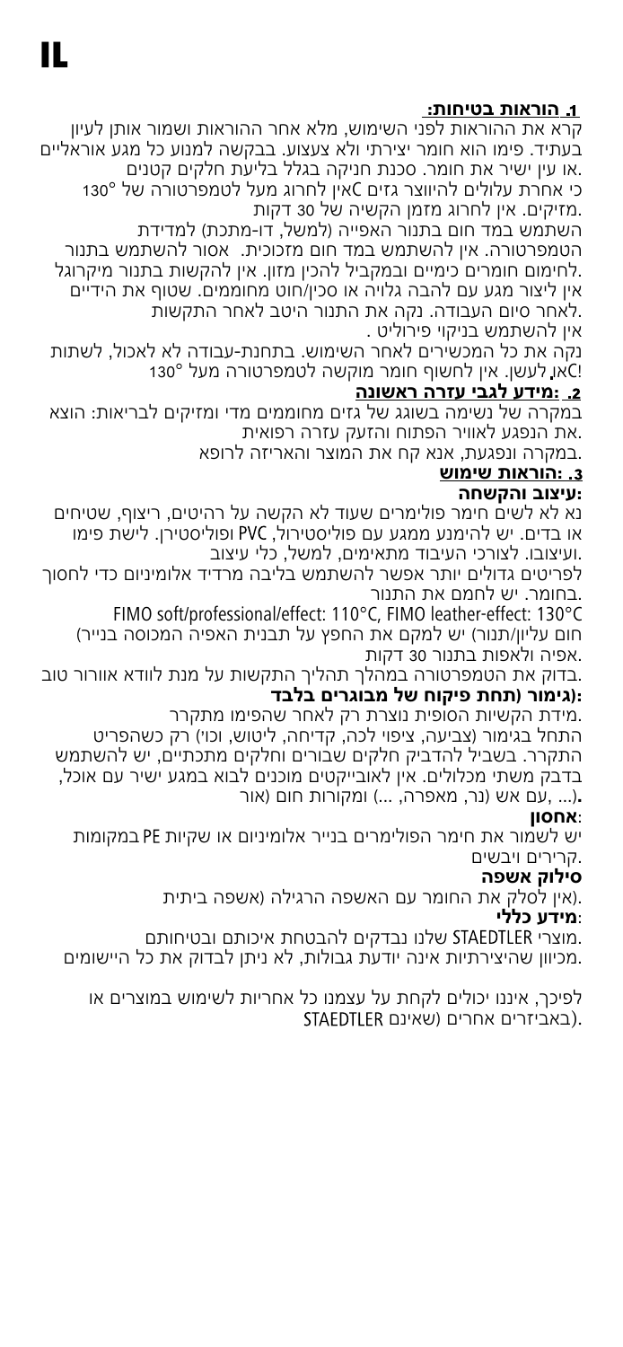# IL

**1. הוראות בטיחות:**

קרא את ההוראות לפני השימוש, מלא אחר ההוראות ושמור אותן לעיון בעתיד. פימו הוא חומר יצירתי ולא צעצוע. בבקשה למנוע כל מגע אוראליים עם עין ישיר את חומר. סכנת חניקה בגלל בליעת חלקים קטנים. כי אחרת עלולים להיווצר גזים Cאין לחרוג מעל לטמפרטורה של 130° מזיקים. אין לחרוג מזמן הקשיה של 30 דקות.

השתמש במד חום בתנור האפייה (למשל, דו-מתכת) למדידת הטמפרטורה. אין להשתמש במד חום מזכוכית. אסור להשתמש בתנור לחימום חומרים כימיים ובמקביל להכין מזון. אין להקשות בתנור מיקרוגל. אין ליצור מגע עם להבה גלויה או סכין/חוט מחוממים. שטוף את הידיים לאחר סיום העבודה. נקה את התנור היטב לאחר התקשות.

אין להשתמש בניקוי פירוליט.

נקה את כל המכשירים לאחר השימוש. בתחנת-עבודה לא לאכול, לשתות ולא לעשן. אין לחשוף חומר מוקשה לטמפרטורה מעל 130°!

**2. מידע לגבי עזרה ראשונה:**

במקרה של נשימה בשוגג של גזים מחוממים מדי ומזיקים לבריאות: הוצא את הנפגע לאוויר הפתוח והזעק עזרה רפואית.

במקרה ונפגעת, אנא קח את המוצר והאריזה לרופא.

**3. הוראות שימוש:**

**עיצוב והקשחה:**

נא לא לשים חימר פולימרים שעוד לא הקשה על רהיטים, ריצוף, שטיחים או בדים. יש להימנע ממגע עם פוליסטירול, PVC ופוליסטירן. לישת פימו ועיצובו. לצורכי העיבוד מתאימים, למשל, כלי עיצוב.

לפריטים גדולים יותר אפשר להשתמש בליבה מרדיד אלומיניום כדי לחסוך בחומר. יש לחמם את התנור.

FIMO soft/professional/effect: 110°C, FIMO leather-effect: 130°C

חום עליון/תנור) יש למקם את החפץ על תבנית האפיה המכוסה בנייר אפיה ולאפות בתנור 30 דקות.

בדוק את הטמפרטורה בתהליך התקשות על מנת לוודא אוורור טוב.

**גימור (תחת פיקוח של מבוגרים בלבד):**

מידת הקשיות הסופית נוצרת רק לאחר שהפימו מתקרר.

התחל בגימור (צביעה, ציפוי לכה, קדיחה, ליטוש, וכו') רק כשהפריט התקרר. בשביל להדביק חלקים שבורים וחלקים מתכתיים, יש להשתמש בדבק משתי מכלולים. אין לאובייקטים מוכנים לבוא במגע ישיר עם אוכל, עם אש (נר, מאפרה, ...) ומקורות חום (אור, ...).

**אחסון:**

יש לשמור את חימר הפולימרים בנייר אלומיניום או שקיות PE במקומות קרירים ויבשים.

**סילוק אשפה**

(אין לסלק את החומר עם האשפה הרגילה (אשפה ביתית).

**מידע כללי:**

מוצרי STAEDTLER שלנו נבדקים להבטחת איכותם ובטיחותם.

מכיוון שהיצירתיות אינה יודעת גבולות, לא ניתן לבדוק את כל היישומים.

לפיכך, איננו יכולים לקחת על עצמנו כל אחריות לשימוש במוצרים או באביזרים אחרים (שאינם STAEDTLER).